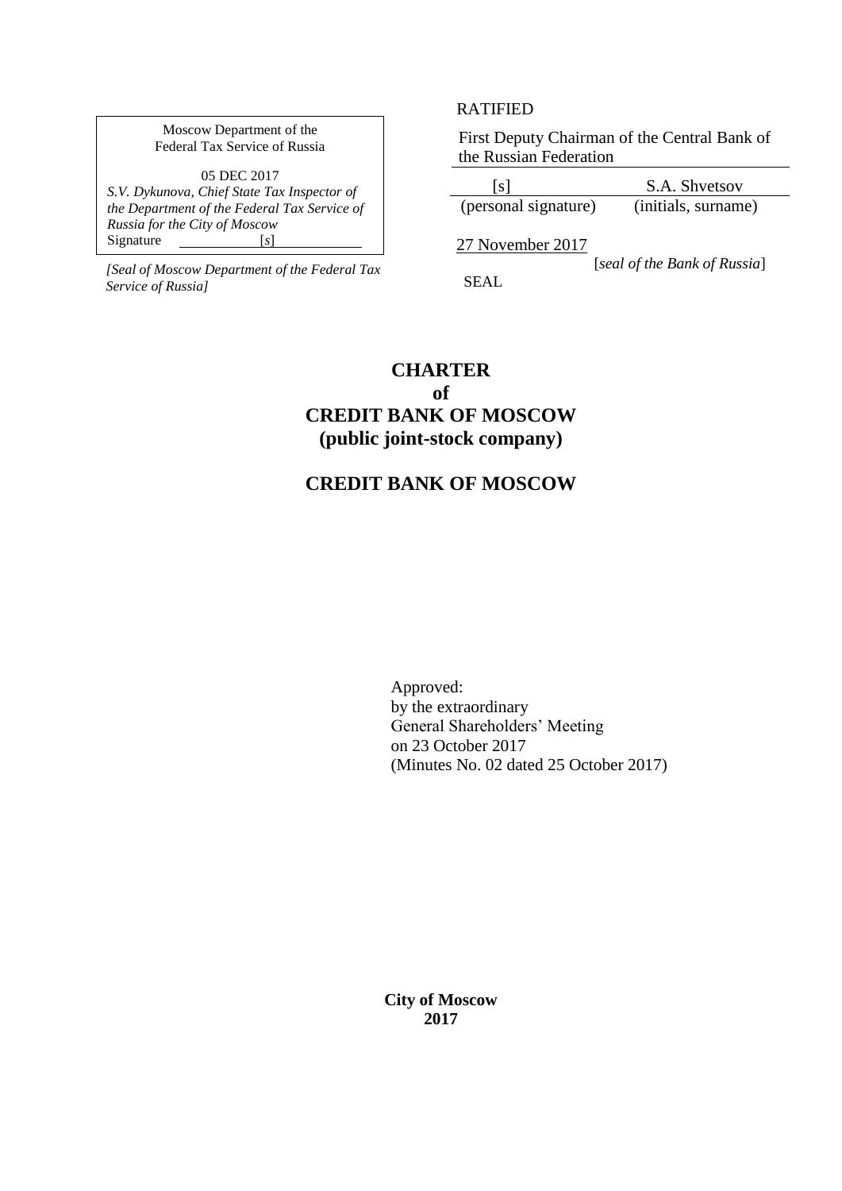Moscow Department of the
Federal Tax Service of Russia

05 DEC 2017
*S.V. Dykunova, Chief State Tax Inspector of the Department of the Federal Tax Service of Russia for the City of Moscow*
Signature [*s*]

*[Seal of Moscow Department of the Federal Tax Service of Russia]*

RATIFIED

First Deputy Chairman of the Central Bank of the Russian Federation

| [s] | S.A. Shvetsov |
|---|---|
| (personal signature) | (initials, surname) |

27 November 2017

[*seal of the Bank of Russia*]

SEAL

# CHARTER
# of
# CREDIT BANK OF MOSCOW
# (public joint-stock company)

# CREDIT BANK OF MOSCOW

Approved:
by the extraordinary
General Shareholders' Meeting
on 23 October 2017
(Minutes No. 02 dated 25 October 2017)

**City of Moscow**
**2017**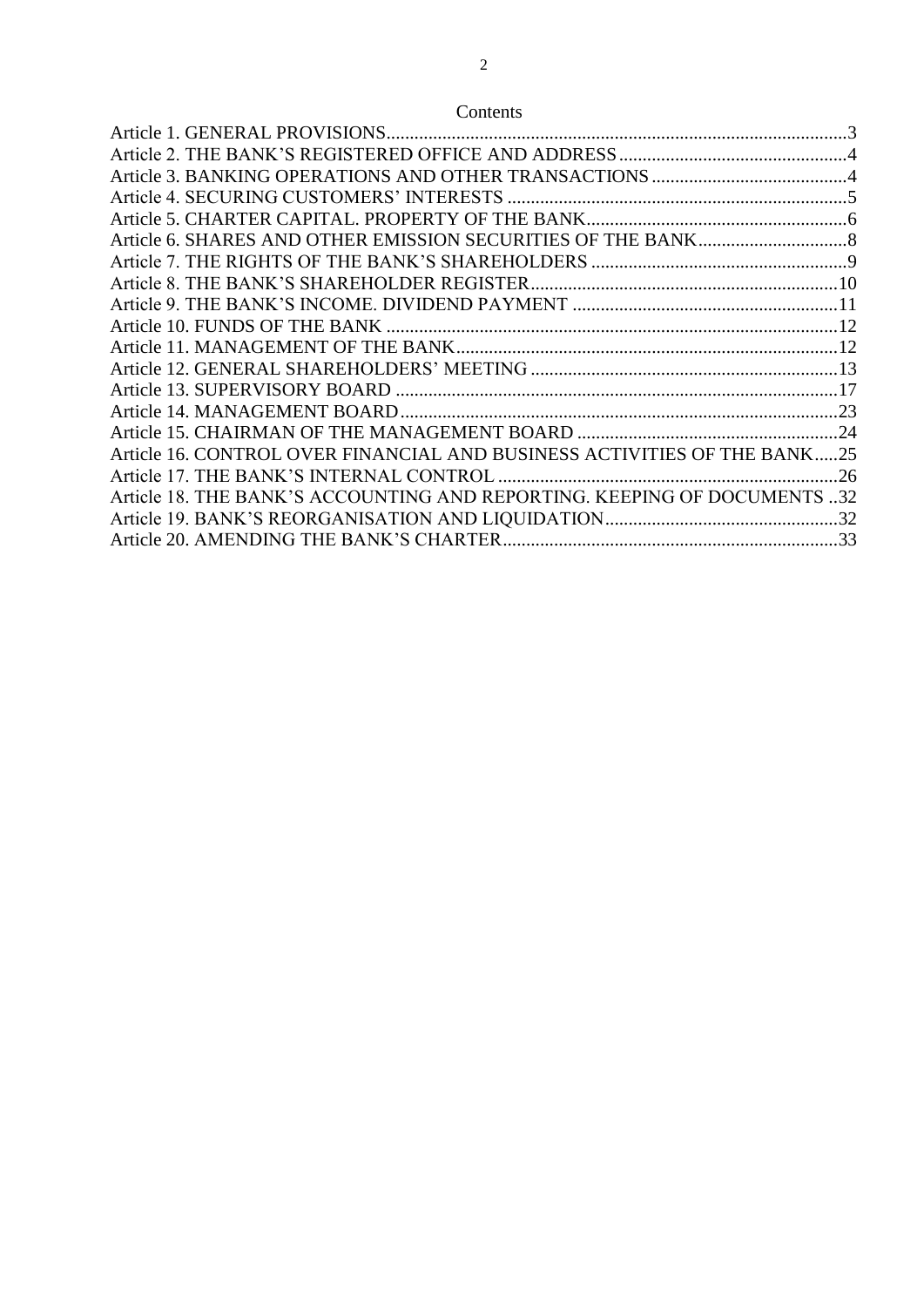# Contents

Article 1. GENERAL PROVISIONS ..... 3
Article 2. THE BANK'S REGISTERED OFFICE AND ADDRESS ..... 4
Article 3. BANKING OPERATIONS AND OTHER TRANSACTIONS ..... 4
Article 4. SECURING CUSTOMERS' INTERESTS ..... 5
Article 5. CHARTER CAPITAL. PROPERTY OF THE BANK ..... 6
Article 6. SHARES AND OTHER EMISSION SECURITIES OF THE BANK ..... 8
Article 7. THE RIGHTS OF THE BANK'S SHAREHOLDERS ..... 9
Article 8. THE BANK'S SHAREHOLDER REGISTER ..... 10
Article 9. THE BANK'S INCOME. DIVIDEND PAYMENT ..... 11
Article 10. FUNDS OF THE BANK ..... 12
Article 11. MANAGEMENT OF THE BANK ..... 12
Article 12. GENERAL SHAREHOLDERS' MEETING ..... 13
Article 13. SUPERVISORY BOARD ..... 17
Article 14. MANAGEMENT BOARD ..... 23
Article 15. CHAIRMAN OF THE MANAGEMENT BOARD ..... 24
Article 16. CONTROL OVER FINANCIAL AND BUSINESS ACTIVITIES OF THE BANK ..... 25
Article 17. THE BANK'S INTERNAL CONTROL ..... 26
Article 18. THE BANK'S ACCOUNTING AND REPORTING. KEEPING OF DOCUMENTS ..... 32
Article 19. BANK'S REORGANISATION AND LIQUIDATION ..... 32
Article 20. AMENDING THE BANK'S CHARTER ..... 33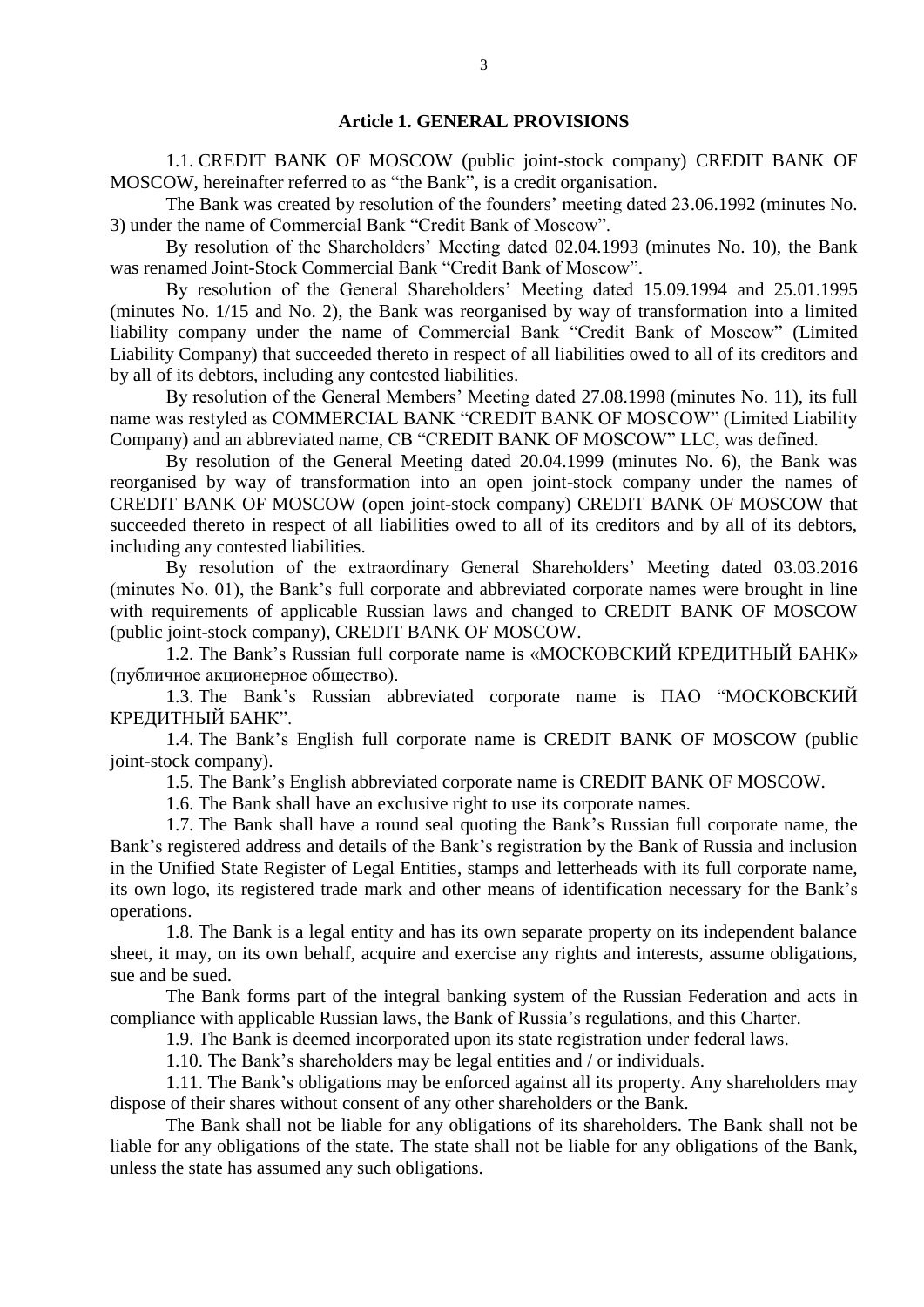## Article 1. GENERAL PROVISIONS

1.1. CREDIT BANK OF MOSCOW (public joint-stock company) CREDIT BANK OF MOSCOW, hereinafter referred to as "the Bank", is a credit organisation.

The Bank was created by resolution of the founders' meeting dated 23.06.1992 (minutes No. 3) under the name of Commercial Bank "Credit Bank of Moscow".

By resolution of the Shareholders' Meeting dated 02.04.1993 (minutes No. 10), the Bank was renamed Joint-Stock Commercial Bank "Credit Bank of Moscow".

By resolution of the General Shareholders' Meeting dated 15.09.1994 and 25.01.1995 (minutes No. 1/15 and No. 2), the Bank was reorganised by way of transformation into a limited liability company under the name of Commercial Bank "Credit Bank of Moscow" (Limited Liability Company) that succeeded thereto in respect of all liabilities owed to all of its creditors and by all of its debtors, including any contested liabilities.

By resolution of the General Members' Meeting dated 27.08.1998 (minutes No. 11), its full name was restyled as COMMERCIAL BANK "CREDIT BANK OF MOSCOW" (Limited Liability Company) and an abbreviated name, CB "CREDIT BANK OF MOSCOW" LLC, was defined.

By resolution of the General Meeting dated 20.04.1999 (minutes No. 6), the Bank was reorganised by way of transformation into an open joint-stock company under the names of CREDIT BANK OF MOSCOW (open joint-stock company) CREDIT BANK OF MOSCOW that succeeded thereto in respect of all liabilities owed to all of its creditors and by all of its debtors, including any contested liabilities.

By resolution of the extraordinary General Shareholders' Meeting dated 03.03.2016 (minutes No. 01), the Bank's full corporate and abbreviated corporate names were brought in line with requirements of applicable Russian laws and changed to CREDIT BANK OF MOSCOW (public joint-stock company), CREDIT BANK OF MOSCOW.

1.2. The Bank's Russian full corporate name is «МОСКОВСКИЙ КРЕДИТНЫЙ БАНК» (публичное акционерное общество).

1.3. The Bank's Russian abbreviated corporate name is ПАО "МОСКОВСКИЙ КРЕДИТНЫЙ БАНК".

1.4. The Bank's English full corporate name is CREDIT BANK OF MOSCOW (public joint-stock company).

1.5. The Bank's English abbreviated corporate name is CREDIT BANK OF MOSCOW.

1.6. The Bank shall have an exclusive right to use its corporate names.

1.7. The Bank shall have a round seal quoting the Bank's Russian full corporate name, the Bank's registered address and details of the Bank's registration by the Bank of Russia and inclusion in the Unified State Register of Legal Entities, stamps and letterheads with its full corporate name, its own logo, its registered trade mark and other means of identification necessary for the Bank's operations.

1.8. The Bank is a legal entity and has its own separate property on its independent balance sheet, it may, on its own behalf, acquire and exercise any rights and interests, assume obligations, sue and be sued.

The Bank forms part of the integral banking system of the Russian Federation and acts in compliance with applicable Russian laws, the Bank of Russia's regulations, and this Charter.

1.9. The Bank is deemed incorporated upon its state registration under federal laws.

1.10. The Bank's shareholders may be legal entities and / or individuals.

1.11. The Bank's obligations may be enforced against all its property. Any shareholders may dispose of their shares without consent of any other shareholders or the Bank.

The Bank shall not be liable for any obligations of its shareholders. The Bank shall not be liable for any obligations of the state. The state shall not be liable for any obligations of the Bank, unless the state has assumed any such obligations.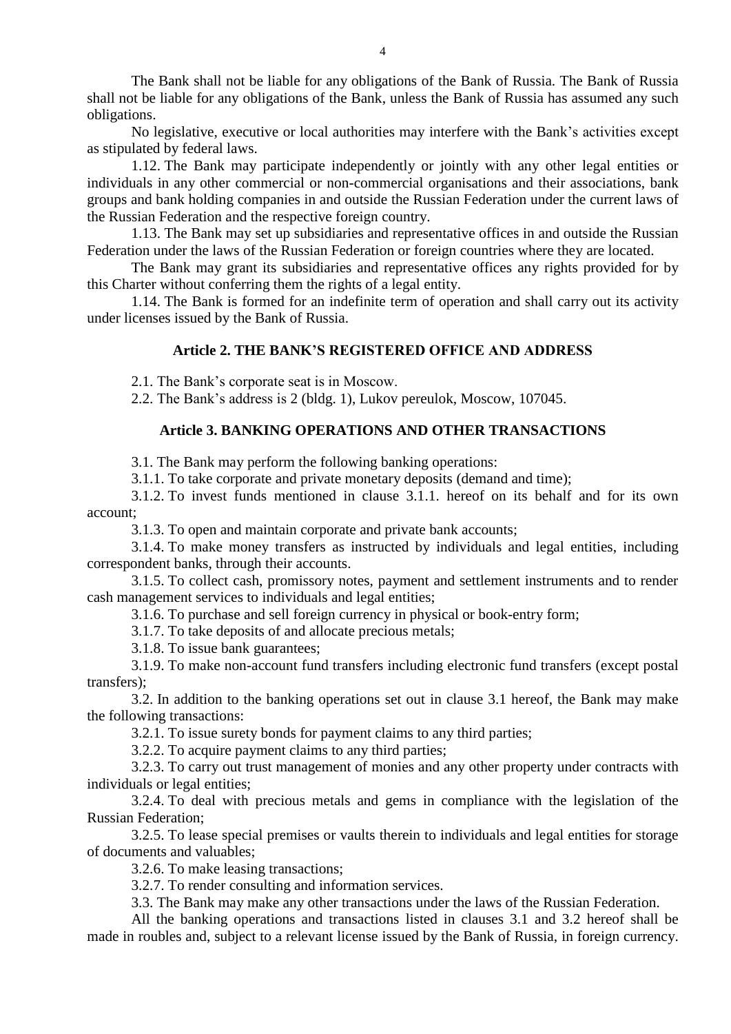The Bank shall not be liable for any obligations of the Bank of Russia. The Bank of Russia shall not be liable for any obligations of the Bank, unless the Bank of Russia has assumed any such obligations.

No legislative, executive or local authorities may interfere with the Bank's activities except as stipulated by federal laws.

1.12. The Bank may participate independently or jointly with any other legal entities or individuals in any other commercial or non-commercial organisations and their associations, bank groups and bank holding companies in and outside the Russian Federation under the current laws of the Russian Federation and the respective foreign country.

1.13. The Bank may set up subsidiaries and representative offices in and outside the Russian Federation under the laws of the Russian Federation or foreign countries where they are located.

The Bank may grant its subsidiaries and representative offices any rights provided for by this Charter without conferring them the rights of a legal entity.

1.14. The Bank is formed for an indefinite term of operation and shall carry out its activity under licenses issued by the Bank of Russia.

### Article 2. THE BANK'S REGISTERED OFFICE AND ADDRESS

2.1. The Bank's corporate seat is in Moscow.

2.2. The Bank's address is 2 (bldg. 1), Lukov pereulok, Moscow, 107045.

### Article 3. BANKING OPERATIONS AND OTHER TRANSACTIONS

3.1. The Bank may perform the following banking operations:

3.1.1. To take corporate and private monetary deposits (demand and time);

3.1.2. To invest funds mentioned in clause 3.1.1. hereof on its behalf and for its own account;

3.1.3. To open and maintain corporate and private bank accounts;

3.1.4. To make money transfers as instructed by individuals and legal entities, including correspondent banks, through their accounts.

3.1.5. To collect cash, promissory notes, payment and settlement instruments and to render cash management services to individuals and legal entities;

3.1.6. To purchase and sell foreign currency in physical or book-entry form;

3.1.7. To take deposits of and allocate precious metals;

3.1.8. To issue bank guarantees;

3.1.9. To make non-account fund transfers including electronic fund transfers (except postal transfers);

3.2. In addition to the banking operations set out in clause 3.1 hereof, the Bank may make the following transactions:

3.2.1. To issue surety bonds for payment claims to any third parties;

3.2.2. To acquire payment claims to any third parties;

3.2.3. To carry out trust management of monies and any other property under contracts with individuals or legal entities;

3.2.4. To deal with precious metals and gems in compliance with the legislation of the Russian Federation;

3.2.5. To lease special premises or vaults therein to individuals and legal entities for storage of documents and valuables;

3.2.6. To make leasing transactions;

3.2.7. To render consulting and information services.

3.3. The Bank may make any other transactions under the laws of the Russian Federation.

All the banking operations and transactions listed in clauses 3.1 and 3.2 hereof shall be made in roubles and, subject to a relevant license issued by the Bank of Russia, in foreign currency.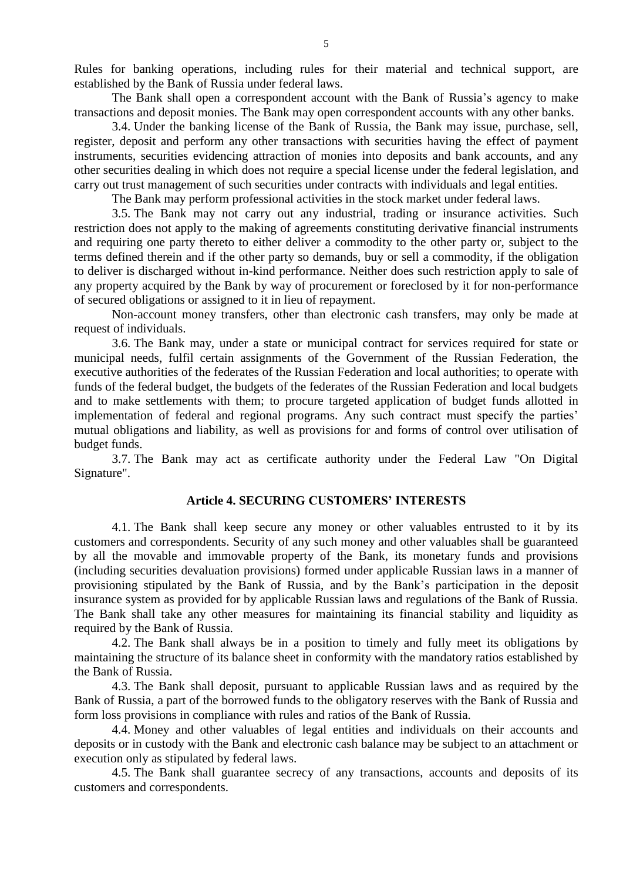Rules for banking operations, including rules for their material and technical support, are established by the Bank of Russia under federal laws.

The Bank shall open a correspondent account with the Bank of Russia's agency to make transactions and deposit monies. The Bank may open correspondent accounts with any other banks.

3.4. Under the banking license of the Bank of Russia, the Bank may issue, purchase, sell, register, deposit and perform any other transactions with securities having the effect of payment instruments, securities evidencing attraction of monies into deposits and bank accounts, and any other securities dealing in which does not require a special license under the federal legislation, and carry out trust management of such securities under contracts with individuals and legal entities.

The Bank may perform professional activities in the stock market under federal laws.

3.5. The Bank may not carry out any industrial, trading or insurance activities. Such restriction does not apply to the making of agreements constituting derivative financial instruments and requiring one party thereto to either deliver a commodity to the other party or, subject to the terms defined therein and if the other party so demands, buy or sell a commodity, if the obligation to deliver is discharged without in-kind performance. Neither does such restriction apply to sale of any property acquired by the Bank by way of procurement or foreclosed by it for non-performance of secured obligations or assigned to it in lieu of repayment.

Non-account money transfers, other than electronic cash transfers, may only be made at request of individuals.

3.6. The Bank may, under a state or municipal contract for services required for state or municipal needs, fulfil certain assignments of the Government of the Russian Federation, the executive authorities of the federates of the Russian Federation and local authorities; to operate with funds of the federal budget, the budgets of the federates of the Russian Federation and local budgets and to make settlements with them; to procure targeted application of budget funds allotted in implementation of federal and regional programs. Any such contract must specify the parties' mutual obligations and liability, as well as provisions for and forms of control over utilisation of budget funds.

3.7. The Bank may act as certificate authority under the Federal Law "On Digital Signature".

## Article 4. SECURING CUSTOMERS' INTERESTS

4.1. The Bank shall keep secure any money or other valuables entrusted to it by its customers and correspondents. Security of any such money and other valuables shall be guaranteed by all the movable and immovable property of the Bank, its monetary funds and provisions (including securities devaluation provisions) formed under applicable Russian laws in a manner of provisioning stipulated by the Bank of Russia, and by the Bank's participation in the deposit insurance system as provided for by applicable Russian laws and regulations of the Bank of Russia. The Bank shall take any other measures for maintaining its financial stability and liquidity as required by the Bank of Russia.

4.2. The Bank shall always be in a position to timely and fully meet its obligations by maintaining the structure of its balance sheet in conformity with the mandatory ratios established by the Bank of Russia.

4.3. The Bank shall deposit, pursuant to applicable Russian laws and as required by the Bank of Russia, a part of the borrowed funds to the obligatory reserves with the Bank of Russia and form loss provisions in compliance with rules and ratios of the Bank of Russia.

4.4. Money and other valuables of legal entities and individuals on their accounts and deposits or in custody with the Bank and electronic cash balance may be subject to an attachment or execution only as stipulated by federal laws.

4.5. The Bank shall guarantee secrecy of any transactions, accounts and deposits of its customers and correspondents.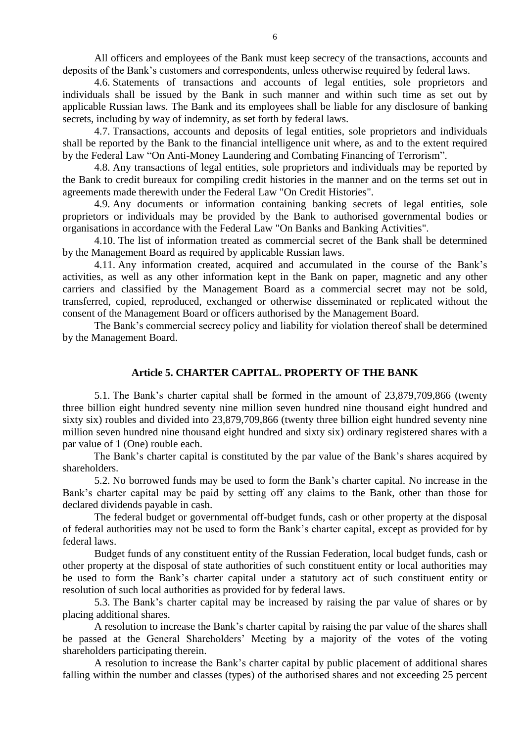All officers and employees of the Bank must keep secrecy of the transactions, accounts and deposits of the Bank's customers and correspondents, unless otherwise required by federal laws.

4.6. Statements of transactions and accounts of legal entities, sole proprietors and individuals shall be issued by the Bank in such manner and within such time as set out by applicable Russian laws. The Bank and its employees shall be liable for any disclosure of banking secrets, including by way of indemnity, as set forth by federal laws.

4.7. Transactions, accounts and deposits of legal entities, sole proprietors and individuals shall be reported by the Bank to the financial intelligence unit where, as and to the extent required by the Federal Law "On Anti-Money Laundering and Combating Financing of Terrorism".

4.8. Any transactions of legal entities, sole proprietors and individuals may be reported by the Bank to credit bureaux for compiling credit histories in the manner and on the terms set out in agreements made therewith under the Federal Law "On Credit Histories".

4.9. Any documents or information containing banking secrets of legal entities, sole proprietors or individuals may be provided by the Bank to authorised governmental bodies or organisations in accordance with the Federal Law "On Banks and Banking Activities".

4.10. The list of information treated as commercial secret of the Bank shall be determined by the Management Board as required by applicable Russian laws.

4.11. Any information created, acquired and accumulated in the course of the Bank's activities, as well as any other information kept in the Bank on paper, magnetic and any other carriers and classified by the Management Board as a commercial secret may not be sold, transferred, copied, reproduced, exchanged or otherwise disseminated or replicated without the consent of the Management Board or officers authorised by the Management Board.

The Bank's commercial secrecy policy and liability for violation thereof shall be determined by the Management Board.

## Article 5. CHARTER CAPITAL. PROPERTY OF THE BANK

5.1. The Bank's charter capital shall be formed in the amount of 23,879,709,866 (twenty three billion eight hundred seventy nine million seven hundred nine thousand eight hundred and sixty six) roubles and divided into 23,879,709,866 (twenty three billion eight hundred seventy nine million seven hundred nine thousand eight hundred and sixty six) ordinary registered shares with a par value of 1 (One) rouble each.

The Bank's charter capital is constituted by the par value of the Bank's shares acquired by shareholders.

5.2. No borrowed funds may be used to form the Bank's charter capital. No increase in the Bank's charter capital may be paid by setting off any claims to the Bank, other than those for declared dividends payable in cash.

The federal budget or governmental off-budget funds, cash or other property at the disposal of federal authorities may not be used to form the Bank's charter capital, except as provided for by federal laws.

Budget funds of any constituent entity of the Russian Federation, local budget funds, cash or other property at the disposal of state authorities of such constituent entity or local authorities may be used to form the Bank's charter capital under a statutory act of such constituent entity or resolution of such local authorities as provided for by federal laws.

5.3. The Bank's charter capital may be increased by raising the par value of shares or by placing additional shares.

A resolution to increase the Bank's charter capital by raising the par value of the shares shall be passed at the General Shareholders' Meeting by a majority of the votes of the voting shareholders participating therein.

A resolution to increase the Bank's charter capital by public placement of additional shares falling within the number and classes (types) of the authorised shares and not exceeding 25 percent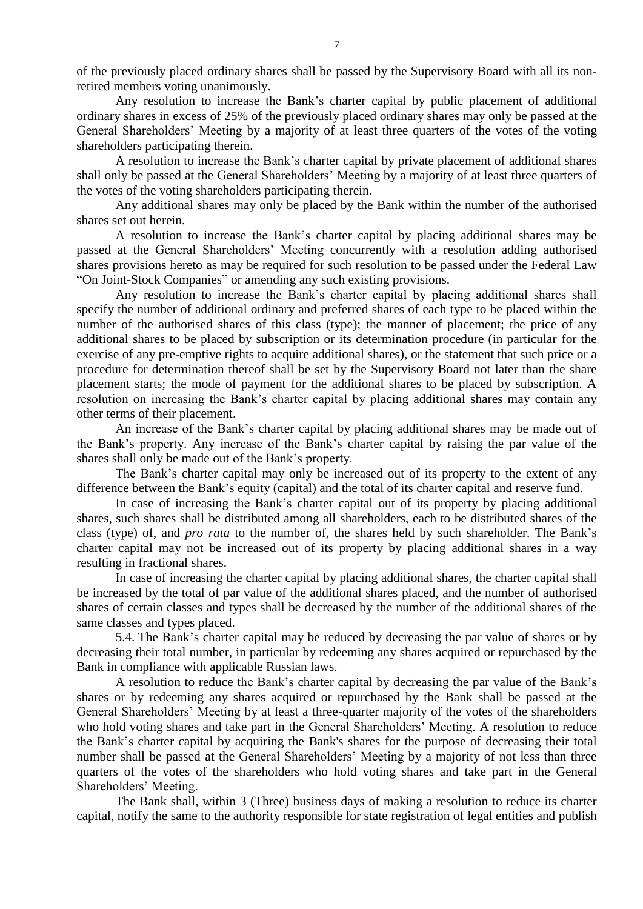of the previously placed ordinary shares shall be passed by the Supervisory Board with all its non-retired members voting unanimously.

Any resolution to increase the Bank's charter capital by public placement of additional ordinary shares in excess of 25% of the previously placed ordinary shares may only be passed at the General Shareholders' Meeting by a majority of at least three quarters of the votes of the voting shareholders participating therein.

A resolution to increase the Bank's charter capital by private placement of additional shares shall only be passed at the General Shareholders' Meeting by a majority of at least three quarters of the votes of the voting shareholders participating therein.

Any additional shares may only be placed by the Bank within the number of the authorised shares set out herein.

A resolution to increase the Bank's charter capital by placing additional shares may be passed at the General Shareholders' Meeting concurrently with a resolution adding authorised shares provisions hereto as may be required for such resolution to be passed under the Federal Law "On Joint-Stock Companies" or amending any such existing provisions.

Any resolution to increase the Bank's charter capital by placing additional shares shall specify the number of additional ordinary and preferred shares of each type to be placed within the number of the authorised shares of this class (type); the manner of placement; the price of any additional shares to be placed by subscription or its determination procedure (in particular for the exercise of any pre-emptive rights to acquire additional shares), or the statement that such price or a procedure for determination thereof shall be set by the Supervisory Board not later than the share placement starts; the mode of payment for the additional shares to be placed by subscription. A resolution on increasing the Bank's charter capital by placing additional shares may contain any other terms of their placement.

An increase of the Bank's charter capital by placing additional shares may be made out of the Bank's property. Any increase of the Bank's charter capital by raising the par value of the shares shall only be made out of the Bank's property.

The Bank's charter capital may only be increased out of its property to the extent of any difference between the Bank's equity (capital) and the total of its charter capital and reserve fund.

In case of increasing the Bank's charter capital out of its property by placing additional shares, such shares shall be distributed among all shareholders, each to be distributed shares of the class (type) of, and *pro rata* to the number of, the shares held by such shareholder. The Bank's charter capital may not be increased out of its property by placing additional shares in a way resulting in fractional shares.

In case of increasing the charter capital by placing additional shares, the charter capital shall be increased by the total of par value of the additional shares placed, and the number of authorised shares of certain classes and types shall be decreased by the number of the additional shares of the same classes and types placed.

5.4. The Bank's charter capital may be reduced by decreasing the par value of shares or by decreasing their total number, in particular by redeeming any shares acquired or repurchased by the Bank in compliance with applicable Russian laws.

A resolution to reduce the Bank's charter capital by decreasing the par value of the Bank's shares or by redeeming any shares acquired or repurchased by the Bank shall be passed at the General Shareholders' Meeting by at least a three-quarter majority of the votes of the shareholders who hold voting shares and take part in the General Shareholders' Meeting. A resolution to reduce the Bank's charter capital by acquiring the Bank's shares for the purpose of decreasing their total number shall be passed at the General Shareholders' Meeting by a majority of not less than three quarters of the votes of the shareholders who hold voting shares and take part in the General Shareholders' Meeting.

The Bank shall, within 3 (Three) business days of making a resolution to reduce its charter capital, notify the same to the authority responsible for state registration of legal entities and publish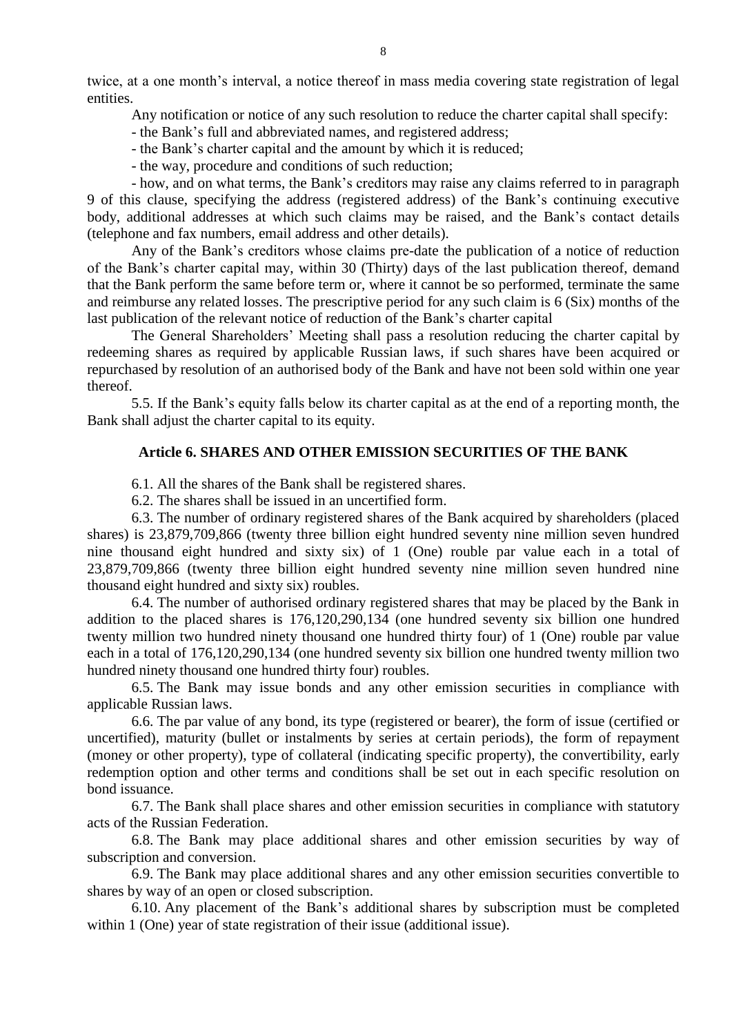twice, at a one month's interval, a notice thereof in mass media covering state registration of legal entities.

Any notification or notice of any such resolution to reduce the charter capital shall specify:

- the Bank's full and abbreviated names, and registered address;
- the Bank's charter capital and the amount by which it is reduced;
- the way, procedure and conditions of such reduction;
- how, and on what terms, the Bank's creditors may raise any claims referred to in paragraph 9 of this clause, specifying the address (registered address) of the Bank's continuing executive body, additional addresses at which such claims may be raised, and the Bank's contact details (telephone and fax numbers, email address and other details).

Any of the Bank's creditors whose claims pre-date the publication of a notice of reduction of the Bank's charter capital may, within 30 (Thirty) days of the last publication thereof, demand that the Bank perform the same before term or, where it cannot be so performed, terminate the same and reimburse any related losses. The prescriptive period for any such claim is 6 (Six) months of the last publication of the relevant notice of reduction of the Bank's charter capital

The General Shareholders' Meeting shall pass a resolution reducing the charter capital by redeeming shares as required by applicable Russian laws, if such shares have been acquired or repurchased by resolution of an authorised body of the Bank and have not been sold within one year thereof.

5.5. If the Bank's equity falls below its charter capital as at the end of a reporting month, the Bank shall adjust the charter capital to its equity.

## Article 6. SHARES AND OTHER EMISSION SECURITIES OF THE BANK

6.1. All the shares of the Bank shall be registered shares.

6.2. The shares shall be issued in an uncertified form.

6.3. The number of ordinary registered shares of the Bank acquired by shareholders (placed shares) is 23,879,709,866 (twenty three billion eight hundred seventy nine million seven hundred nine thousand eight hundred and sixty six) of 1 (One) rouble par value each in a total of 23,879,709,866 (twenty three billion eight hundred seventy nine million seven hundred nine thousand eight hundred and sixty six) roubles.

6.4. The number of authorised ordinary registered shares that may be placed by the Bank in addition to the placed shares is 176,120,290,134 (one hundred seventy six billion one hundred twenty million two hundred ninety thousand one hundred thirty four) of 1 (One) rouble par value each in a total of 176,120,290,134 (one hundred seventy six billion one hundred twenty million two hundred ninety thousand one hundred thirty four) roubles.

6.5. The Bank may issue bonds and any other emission securities in compliance with applicable Russian laws.

6.6. The par value of any bond, its type (registered or bearer), the form of issue (certified or uncertified), maturity (bullet or instalments by series at certain periods), the form of repayment (money or other property), type of collateral (indicating specific property), the convertibility, early redemption option and other terms and conditions shall be set out in each specific resolution on bond issuance.

6.7. The Bank shall place shares and other emission securities in compliance with statutory acts of the Russian Federation.

6.8. The Bank may place additional shares and other emission securities by way of subscription and conversion.

6.9. The Bank may place additional shares and any other emission securities convertible to shares by way of an open or closed subscription.

6.10. Any placement of the Bank's additional shares by subscription must be completed within 1 (One) year of state registration of their issue (additional issue).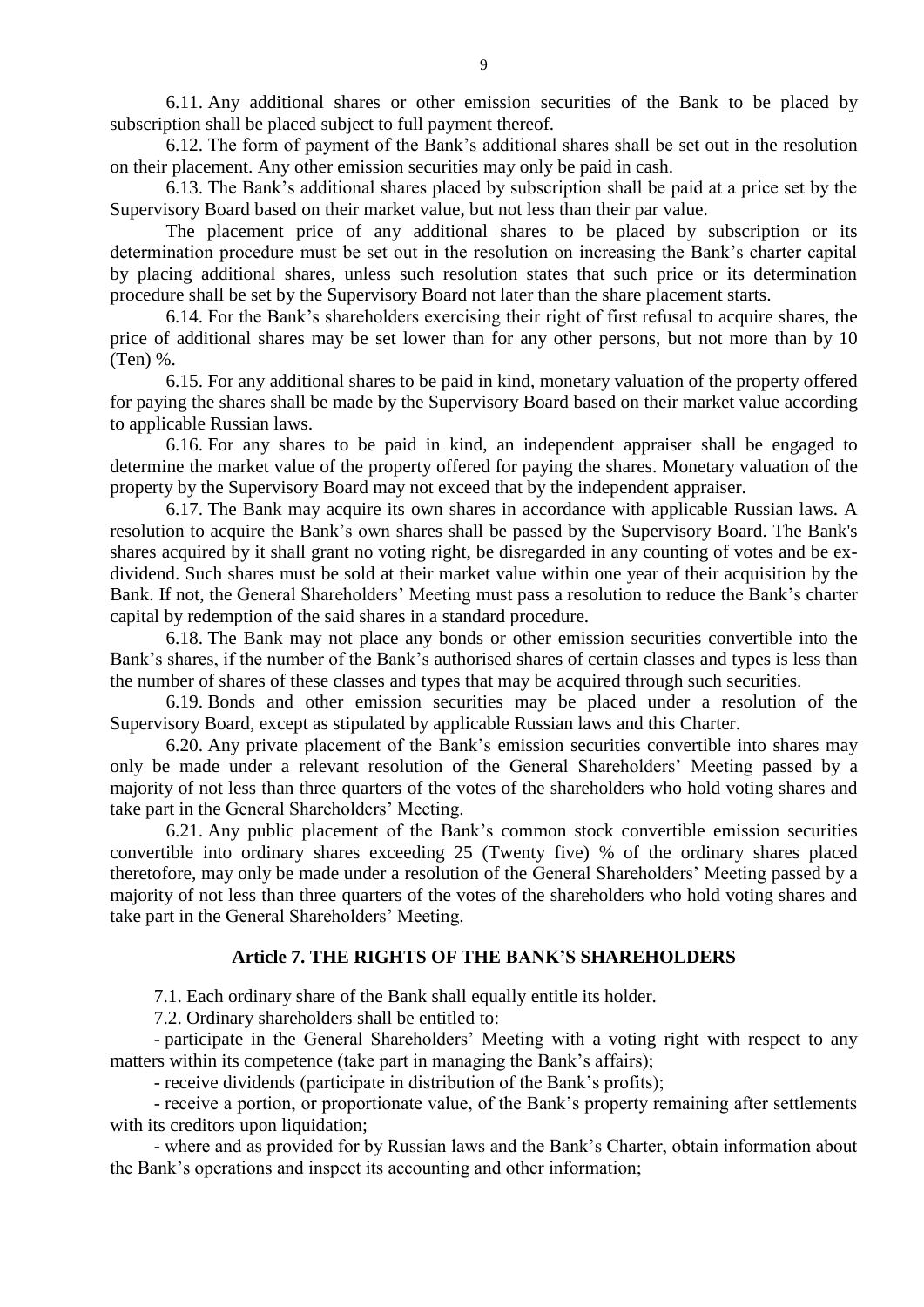6.11. Any additional shares or other emission securities of the Bank to be placed by subscription shall be placed subject to full payment thereof.

6.12. The form of payment of the Bank's additional shares shall be set out in the resolution on their placement. Any other emission securities may only be paid in cash.

6.13. The Bank's additional shares placed by subscription shall be paid at a price set by the Supervisory Board based on their market value, but not less than their par value.

The placement price of any additional shares to be placed by subscription or its determination procedure must be set out in the resolution on increasing the Bank's charter capital by placing additional shares, unless such resolution states that such price or its determination procedure shall be set by the Supervisory Board not later than the share placement starts.

6.14. For the Bank's shareholders exercising their right of first refusal to acquire shares, the price of additional shares may be set lower than for any other persons, but not more than by 10 (Ten) %.

6.15. For any additional shares to be paid in kind, monetary valuation of the property offered for paying the shares shall be made by the Supervisory Board based on their market value according to applicable Russian laws.

6.16. For any shares to be paid in kind, an independent appraiser shall be engaged to determine the market value of the property offered for paying the shares. Monetary valuation of the property by the Supervisory Board may not exceed that by the independent appraiser.

6.17. The Bank may acquire its own shares in accordance with applicable Russian laws. A resolution to acquire the Bank's own shares shall be passed by the Supervisory Board. The Bank's shares acquired by it shall grant no voting right, be disregarded in any counting of votes and be ex-dividend. Such shares must be sold at their market value within one year of their acquisition by the Bank. If not, the General Shareholders' Meeting must pass a resolution to reduce the Bank's charter capital by redemption of the said shares in a standard procedure.

6.18. The Bank may not place any bonds or other emission securities convertible into the Bank's shares, if the number of the Bank's authorised shares of certain classes and types is less than the number of shares of these classes and types that may be acquired through such securities.

6.19. Bonds and other emission securities may be placed under a resolution of the Supervisory Board, except as stipulated by applicable Russian laws and this Charter.

6.20. Any private placement of the Bank's emission securities convertible into shares may only be made under a relevant resolution of the General Shareholders' Meeting passed by a majority of not less than three quarters of the votes of the shareholders who hold voting shares and take part in the General Shareholders' Meeting.

6.21. Any public placement of the Bank's common stock convertible emission securities convertible into ordinary shares exceeding 25 (Twenty five) % of the ordinary shares placed theretofore, may only be made under a resolution of the General Shareholders' Meeting passed by a majority of not less than three quarters of the votes of the shareholders who hold voting shares and take part in the General Shareholders' Meeting.

## Article 7. THE RIGHTS OF THE BANK'S SHAREHOLDERS

7.1. Each ordinary share of the Bank shall equally entitle its holder.

7.2. Ordinary shareholders shall be entitled to:

- participate in the General Shareholders' Meeting with a voting right with respect to any matters within its competence (take part in managing the Bank's affairs);
- receive dividends (participate in distribution of the Bank's profits);
- receive a portion, or proportionate value, of the Bank's property remaining after settlements with its creditors upon liquidation;
- where and as provided for by Russian laws and the Bank's Charter, obtain information about the Bank's operations and inspect its accounting and other information;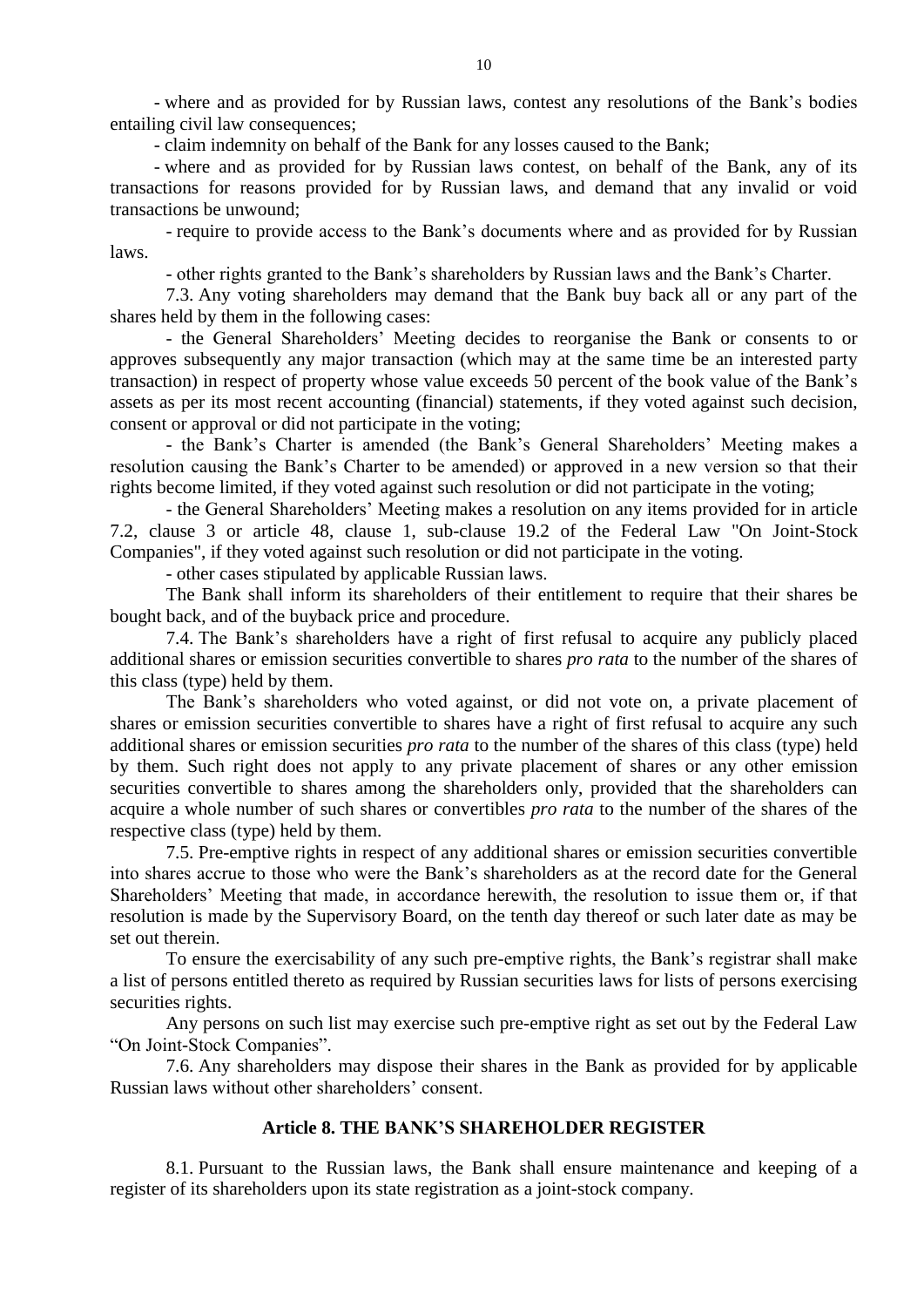- where and as provided for by Russian laws, contest any resolutions of the Bank's bodies entailing civil law consequences;

- claim indemnity on behalf of the Bank for any losses caused to the Bank;

- where and as provided for by Russian laws contest, on behalf of the Bank, any of its transactions for reasons provided for by Russian laws, and demand that any invalid or void transactions be unwound;

- require to provide access to the Bank's documents where and as provided for by Russian laws.

- other rights granted to the Bank's shareholders by Russian laws and the Bank's Charter.

7.3. Any voting shareholders may demand that the Bank buy back all or any part of the shares held by them in the following cases:

- the General Shareholders' Meeting decides to reorganise the Bank or consents to or approves subsequently any major transaction (which may at the same time be an interested party transaction) in respect of property whose value exceeds 50 percent of the book value of the Bank's assets as per its most recent accounting (financial) statements, if they voted against such decision, consent or approval or did not participate in the voting;

- the Bank's Charter is amended (the Bank's General Shareholders' Meeting makes a resolution causing the Bank's Charter to be amended) or approved in a new version so that their rights become limited, if they voted against such resolution or did not participate in the voting;

- the General Shareholders' Meeting makes a resolution on any items provided for in article 7.2, clause 3 or article 48, clause 1, sub-clause 19.2 of the Federal Law "On Joint-Stock Companies", if they voted against such resolution or did not participate in the voting.

- other cases stipulated by applicable Russian laws.

The Bank shall inform its shareholders of their entitlement to require that their shares be bought back, and of the buyback price and procedure.

7.4. The Bank's shareholders have a right of first refusal to acquire any publicly placed additional shares or emission securities convertible to shares *pro rata* to the number of the shares of this class (type) held by them.

The Bank's shareholders who voted against, or did not vote on, a private placement of shares or emission securities convertible to shares have a right of first refusal to acquire any such additional shares or emission securities *pro rata* to the number of the shares of this class (type) held by them. Such right does not apply to any private placement of shares or any other emission securities convertible to shares among the shareholders only, provided that the shareholders can acquire a whole number of such shares or convertibles *pro rata* to the number of the shares of the respective class (type) held by them.

7.5. Pre-emptive rights in respect of any additional shares or emission securities convertible into shares accrue to those who were the Bank's shareholders as at the record date for the General Shareholders' Meeting that made, in accordance herewith, the resolution to issue them or, if that resolution is made by the Supervisory Board, on the tenth day thereof or such later date as may be set out therein.

To ensure the exercisability of any such pre-emptive rights, the Bank's registrar shall make a list of persons entitled thereto as required by Russian securities laws for lists of persons exercising securities rights.

Any persons on such list may exercise such pre-emptive right as set out by the Federal Law "On Joint-Stock Companies".

7.6. Any shareholders may dispose their shares in the Bank as provided for by applicable Russian laws without other shareholders' consent.

## Article 8. THE BANK'S SHAREHOLDER REGISTER

8.1. Pursuant to the Russian laws, the Bank shall ensure maintenance and keeping of a register of its shareholders upon its state registration as a joint-stock company.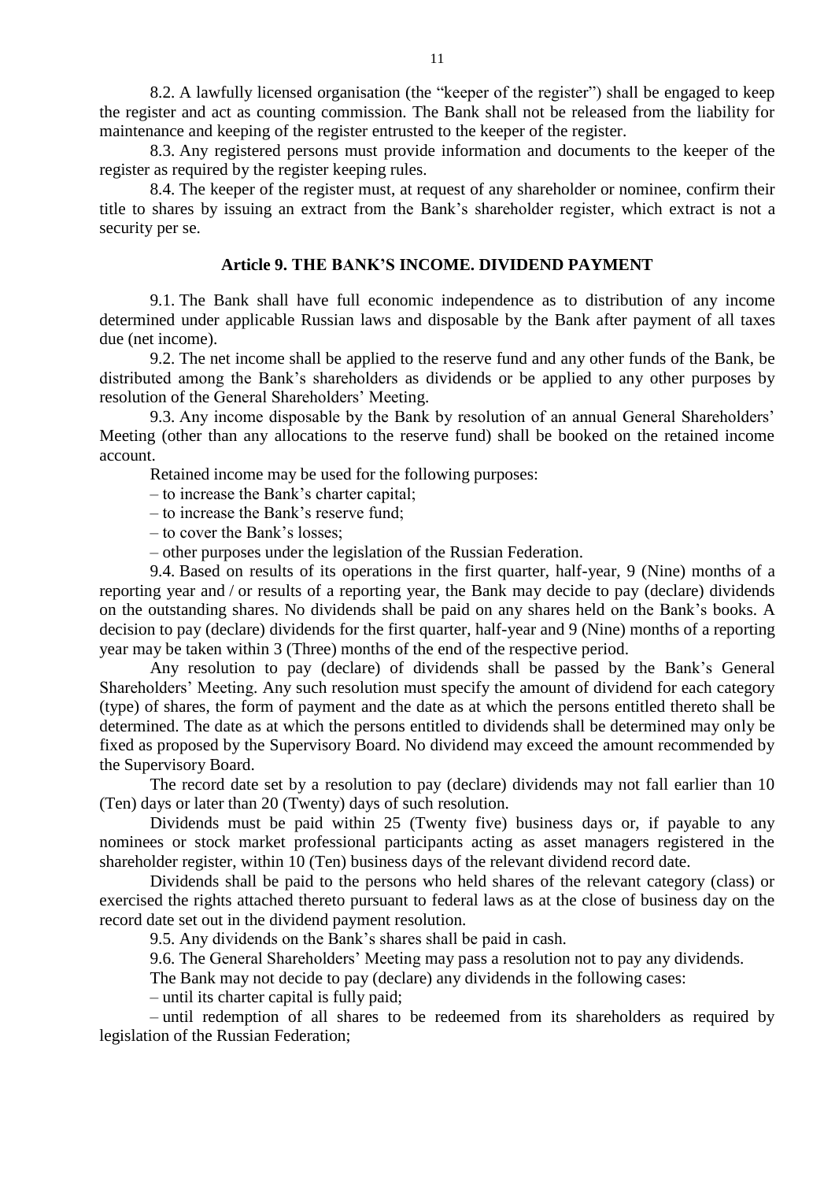8.2. A lawfully licensed organisation (the "keeper of the register") shall be engaged to keep the register and act as counting commission. The Bank shall not be released from the liability for maintenance and keeping of the register entrusted to the keeper of the register.

8.3. Any registered persons must provide information and documents to the keeper of the register as required by the register keeping rules.

8.4. The keeper of the register must, at request of any shareholder or nominee, confirm their title to shares by issuing an extract from the Bank's shareholder register, which extract is not a security per se.

## Article 9. THE BANK'S INCOME. DIVIDEND PAYMENT

9.1. The Bank shall have full economic independence as to distribution of any income determined under applicable Russian laws and disposable by the Bank after payment of all taxes due (net income).

9.2. The net income shall be applied to the reserve fund and any other funds of the Bank, be distributed among the Bank's shareholders as dividends or be applied to any other purposes by resolution of the General Shareholders' Meeting.

9.3. Any income disposable by the Bank by resolution of an annual General Shareholders' Meeting (other than any allocations to the reserve fund) shall be booked on the retained income account.

Retained income may be used for the following purposes:

– to increase the Bank's charter capital;

– to increase the Bank's reserve fund;

– to cover the Bank's losses;

– other purposes under the legislation of the Russian Federation.

9.4. Based on results of its operations in the first quarter, half-year, 9 (Nine) months of a reporting year and / or results of a reporting year, the Bank may decide to pay (declare) dividends on the outstanding shares. No dividends shall be paid on any shares held on the Bank's books. A decision to pay (declare) dividends for the first quarter, half-year and 9 (Nine) months of a reporting year may be taken within 3 (Three) months of the end of the respective period.

Any resolution to pay (declare) of dividends shall be passed by the Bank's General Shareholders' Meeting. Any such resolution must specify the amount of dividend for each category (type) of shares, the form of payment and the date as at which the persons entitled thereto shall be determined. The date as at which the persons entitled to dividends shall be determined may only be fixed as proposed by the Supervisory Board. No dividend may exceed the amount recommended by the Supervisory Board.

The record date set by a resolution to pay (declare) dividends may not fall earlier than 10 (Ten) days or later than 20 (Twenty) days of such resolution.

Dividends must be paid within 25 (Twenty five) business days or, if payable to any nominees or stock market professional participants acting as asset managers registered in the shareholder register, within 10 (Ten) business days of the relevant dividend record date.

Dividends shall be paid to the persons who held shares of the relevant category (class) or exercised the rights attached thereto pursuant to federal laws as at the close of business day on the record date set out in the dividend payment resolution.

9.5. Any dividends on the Bank's shares shall be paid in cash.

9.6. The General Shareholders' Meeting may pass a resolution not to pay any dividends.

The Bank may not decide to pay (declare) any dividends in the following cases:

– until its charter capital is fully paid;

– until redemption of all shares to be redeemed from its shareholders as required by legislation of the Russian Federation;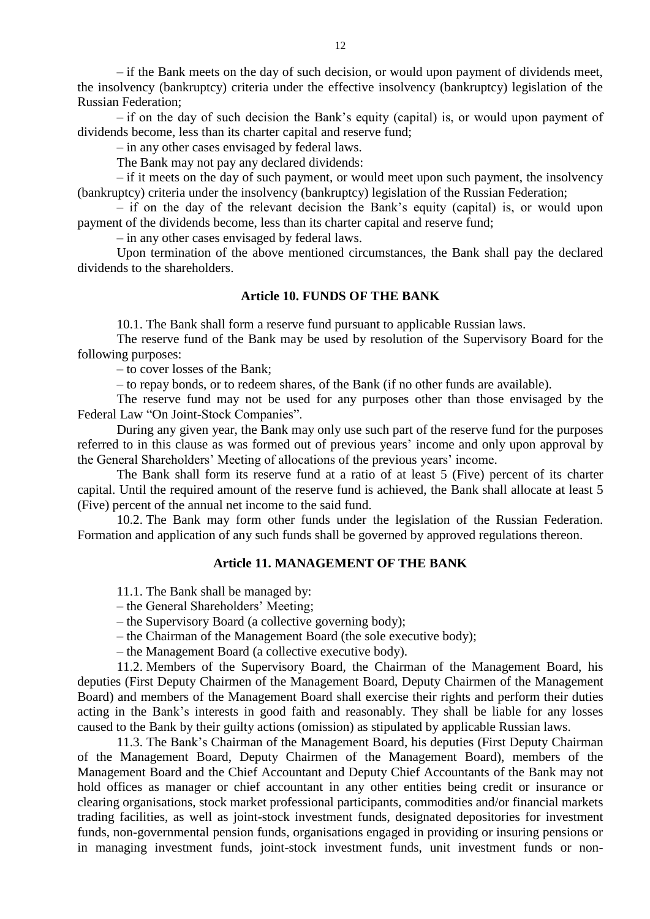– if the Bank meets on the day of such decision, or would upon payment of dividends meet, the insolvency (bankruptcy) criteria under the effective insolvency (bankruptcy) legislation of the Russian Federation;

– if on the day of such decision the Bank's equity (capital) is, or would upon payment of dividends become, less than its charter capital and reserve fund;

– in any other cases envisaged by federal laws.

The Bank may not pay any declared dividends:

– if it meets on the day of such payment, or would meet upon such payment, the insolvency (bankruptcy) criteria under the insolvency (bankruptcy) legislation of the Russian Federation;

– if on the day of the relevant decision the Bank's equity (capital) is, or would upon payment of the dividends become, less than its charter capital and reserve fund;

– in any other cases envisaged by federal laws.

Upon termination of the above mentioned circumstances, the Bank shall pay the declared dividends to the shareholders.

### Article 10. FUNDS OF THE BANK

10.1. The Bank shall form a reserve fund pursuant to applicable Russian laws.

The reserve fund of the Bank may be used by resolution of the Supervisory Board for the following purposes:

– to cover losses of the Bank;

– to repay bonds, or to redeem shares, of the Bank (if no other funds are available).

The reserve fund may not be used for any purposes other than those envisaged by the Federal Law "On Joint-Stock Companies".

During any given year, the Bank may only use such part of the reserve fund for the purposes referred to in this clause as was formed out of previous years' income and only upon approval by the General Shareholders' Meeting of allocations of the previous years' income.

The Bank shall form its reserve fund at a ratio of at least 5 (Five) percent of its charter capital. Until the required amount of the reserve fund is achieved, the Bank shall allocate at least 5 (Five) percent of the annual net income to the said fund.

10.2. The Bank may form other funds under the legislation of the Russian Federation. Formation and application of any such funds shall be governed by approved regulations thereon.

### Article 11. MANAGEMENT OF THE BANK

11.1. The Bank shall be managed by:

– the General Shareholders' Meeting;

– the Supervisory Board (a collective governing body);

– the Chairman of the Management Board (the sole executive body);

– the Management Board (a collective executive body).

11.2. Members of the Supervisory Board, the Chairman of the Management Board, his deputies (First Deputy Chairmen of the Management Board, Deputy Chairmen of the Management Board) and members of the Management Board shall exercise their rights and perform their duties acting in the Bank's interests in good faith and reasonably. They shall be liable for any losses caused to the Bank by their guilty actions (omission) as stipulated by applicable Russian laws.

11.3. The Bank's Chairman of the Management Board, his deputies (First Deputy Chairman of the Management Board, Deputy Chairmen of the Management Board), members of the Management Board and the Chief Accountant and Deputy Chief Accountants of the Bank may not hold offices as manager or chief accountant in any other entities being credit or insurance or clearing organisations, stock market professional participants, commodities and/or financial markets trading facilities, as well as joint-stock investment funds, designated depositories for investment funds, non-governmental pension funds, organisations engaged in providing or insuring pensions or in managing investment funds, joint-stock investment funds, unit investment funds or non-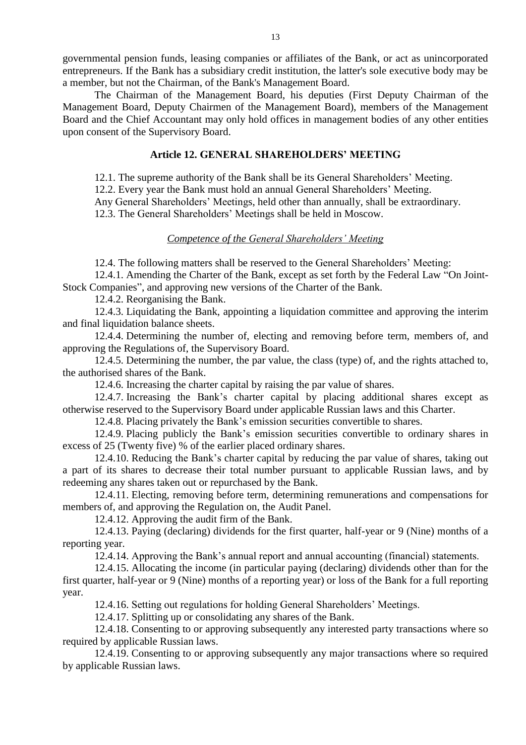governmental pension funds, leasing companies or affiliates of the Bank, or act as unincorporated entrepreneurs. If the Bank has a subsidiary credit institution, the latter's sole executive body may be a member, but not the Chairman, of the Bank's Management Board.

The Chairman of the Management Board, his deputies (First Deputy Chairman of the Management Board, Deputy Chairmen of the Management Board), members of the Management Board and the Chief Accountant may only hold offices in management bodies of any other entities upon consent of the Supervisory Board.

## Article 12. GENERAL SHAREHOLDERS' MEETING

12.1. The supreme authority of the Bank shall be its General Shareholders' Meeting.

12.2. Every year the Bank must hold an annual General Shareholders' Meeting.

Any General Shareholders' Meetings, held other than annually, shall be extraordinary.

12.3. The General Shareholders' Meetings shall be held in Moscow.

### *Competence of the General Shareholders' Meeting*

12.4. The following matters shall be reserved to the General Shareholders' Meeting:

12.4.1. Amending the Charter of the Bank, except as set forth by the Federal Law "On Joint-Stock Companies", and approving new versions of the Charter of the Bank.

12.4.2. Reorganising the Bank.

12.4.3. Liquidating the Bank, appointing a liquidation committee and approving the interim and final liquidation balance sheets.

12.4.4. Determining the number of, electing and removing before term, members of, and approving the Regulations of, the Supervisory Board.

12.4.5. Determining the number, the par value, the class (type) of, and the rights attached to, the authorised shares of the Bank.

12.4.6. Increasing the charter capital by raising the par value of shares.

12.4.7. Increasing the Bank's charter capital by placing additional shares except as otherwise reserved to the Supervisory Board under applicable Russian laws and this Charter.

12.4.8. Placing privately the Bank's emission securities convertible to shares.

12.4.9. Placing publicly the Bank's emission securities convertible to ordinary shares in excess of 25 (Twenty five) % of the earlier placed ordinary shares.

12.4.10. Reducing the Bank's charter capital by reducing the par value of shares, taking out a part of its shares to decrease their total number pursuant to applicable Russian laws, and by redeeming any shares taken out or repurchased by the Bank.

12.4.11. Electing, removing before term, determining remunerations and compensations for members of, and approving the Regulation on, the Audit Panel.

12.4.12. Approving the audit firm of the Bank.

12.4.13. Paying (declaring) dividends for the first quarter, half-year or 9 (Nine) months of a reporting year.

12.4.14. Approving the Bank's annual report and annual accounting (financial) statements.

12.4.15. Allocating the income (in particular paying (declaring) dividends other than for the first quarter, half-year or 9 (Nine) months of a reporting year) or loss of the Bank for a full reporting year.

12.4.16. Setting out regulations for holding General Shareholders' Meetings.

12.4.17. Splitting up or consolidating any shares of the Bank.

12.4.18. Consenting to or approving subsequently any interested party transactions where so required by applicable Russian laws.

12.4.19. Consenting to or approving subsequently any major transactions where so required by applicable Russian laws.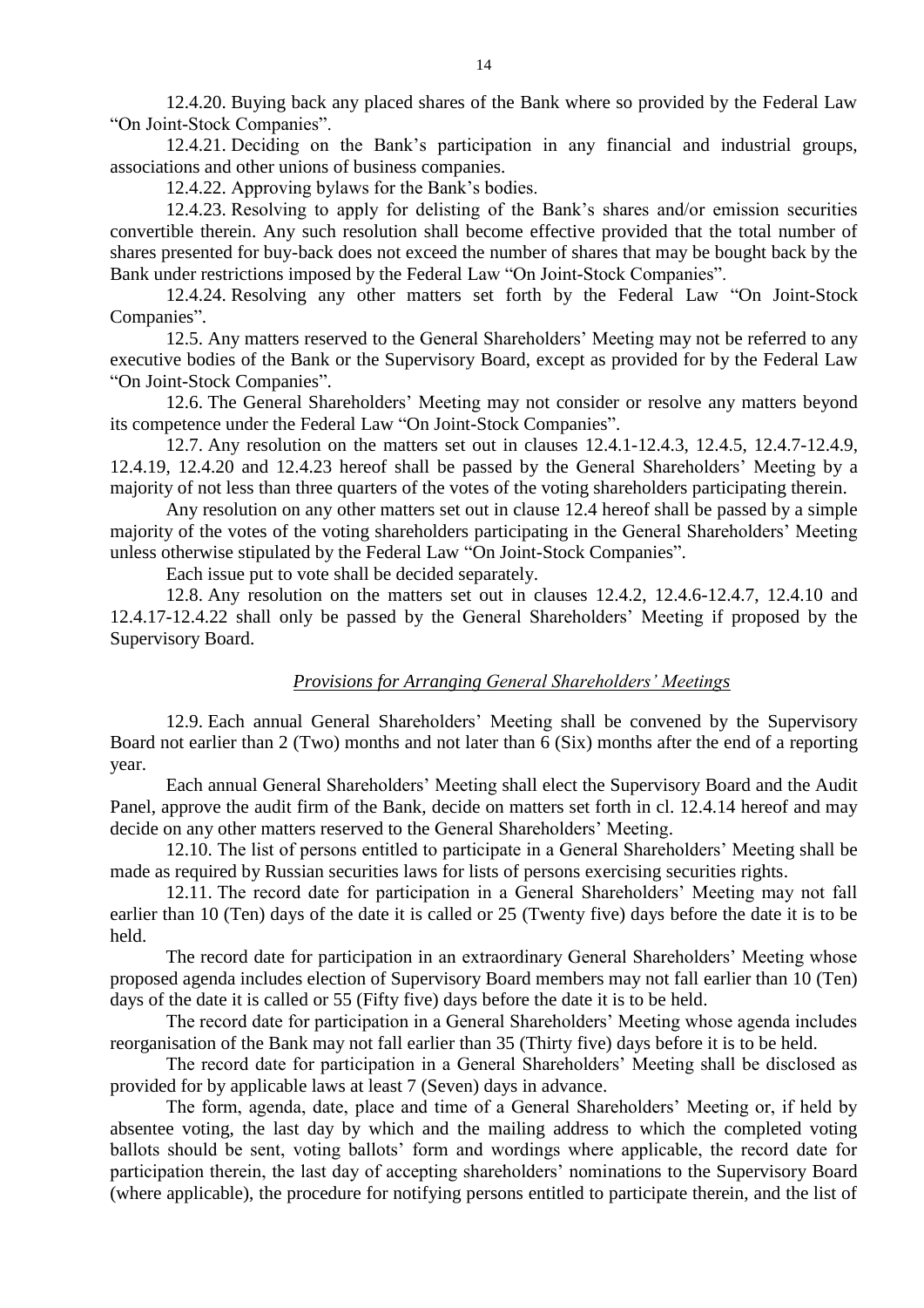12.4.20. Buying back any placed shares of the Bank where so provided by the Federal Law "On Joint-Stock Companies".

12.4.21. Deciding on the Bank's participation in any financial and industrial groups, associations and other unions of business companies.

12.4.22. Approving bylaws for the Bank's bodies.

12.4.23. Resolving to apply for delisting of the Bank's shares and/or emission securities convertible therein. Any such resolution shall become effective provided that the total number of shares presented for buy-back does not exceed the number of shares that may be bought back by the Bank under restrictions imposed by the Federal Law "On Joint-Stock Companies".

12.4.24. Resolving any other matters set forth by the Federal Law "On Joint-Stock Companies".

12.5. Any matters reserved to the General Shareholders' Meeting may not be referred to any executive bodies of the Bank or the Supervisory Board, except as provided for by the Federal Law "On Joint-Stock Companies".

12.6. The General Shareholders' Meeting may not consider or resolve any matters beyond its competence under the Federal Law "On Joint-Stock Companies".

12.7. Any resolution on the matters set out in clauses 12.4.1-12.4.3, 12.4.5, 12.4.7-12.4.9, 12.4.19, 12.4.20 and 12.4.23 hereof shall be passed by the General Shareholders' Meeting by a majority of not less than three quarters of the votes of the voting shareholders participating therein.

Any resolution on any other matters set out in clause 12.4 hereof shall be passed by a simple majority of the votes of the voting shareholders participating in the General Shareholders' Meeting unless otherwise stipulated by the Federal Law "On Joint-Stock Companies".

Each issue put to vote shall be decided separately.

12.8. Any resolution on the matters set out in clauses 12.4.2, 12.4.6-12.4.7, 12.4.10 and 12.4.17-12.4.22 shall only be passed by the General Shareholders' Meeting if proposed by the Supervisory Board.

*Provisions for Arranging General Shareholders' Meetings*

12.9. Each annual General Shareholders' Meeting shall be convened by the Supervisory Board not earlier than 2 (Two) months and not later than 6 (Six) months after the end of a reporting year.

Each annual General Shareholders' Meeting shall elect the Supervisory Board and the Audit Panel, approve the audit firm of the Bank, decide on matters set forth in cl. 12.4.14 hereof and may decide on any other matters reserved to the General Shareholders' Meeting.

12.10. The list of persons entitled to participate in a General Shareholders' Meeting shall be made as required by Russian securities laws for lists of persons exercising securities rights.

12.11. The record date for participation in a General Shareholders' Meeting may not fall earlier than 10 (Ten) days of the date it is called or 25 (Twenty five) days before the date it is to be held.

The record date for participation in an extraordinary General Shareholders' Meeting whose proposed agenda includes election of Supervisory Board members may not fall earlier than 10 (Ten) days of the date it is called or 55 (Fifty five) days before the date it is to be held.

The record date for participation in a General Shareholders' Meeting whose agenda includes reorganisation of the Bank may not fall earlier than 35 (Thirty five) days before it is to be held.

The record date for participation in a General Shareholders' Meeting shall be disclosed as provided for by applicable laws at least 7 (Seven) days in advance.

The form, agenda, date, place and time of a General Shareholders' Meeting or, if held by absentee voting, the last day by which and the mailing address to which the completed voting ballots should be sent, voting ballots' form and wordings where applicable, the record date for participation therein, the last day of accepting shareholders' nominations to the Supervisory Board (where applicable), the procedure for notifying persons entitled to participate therein, and the list of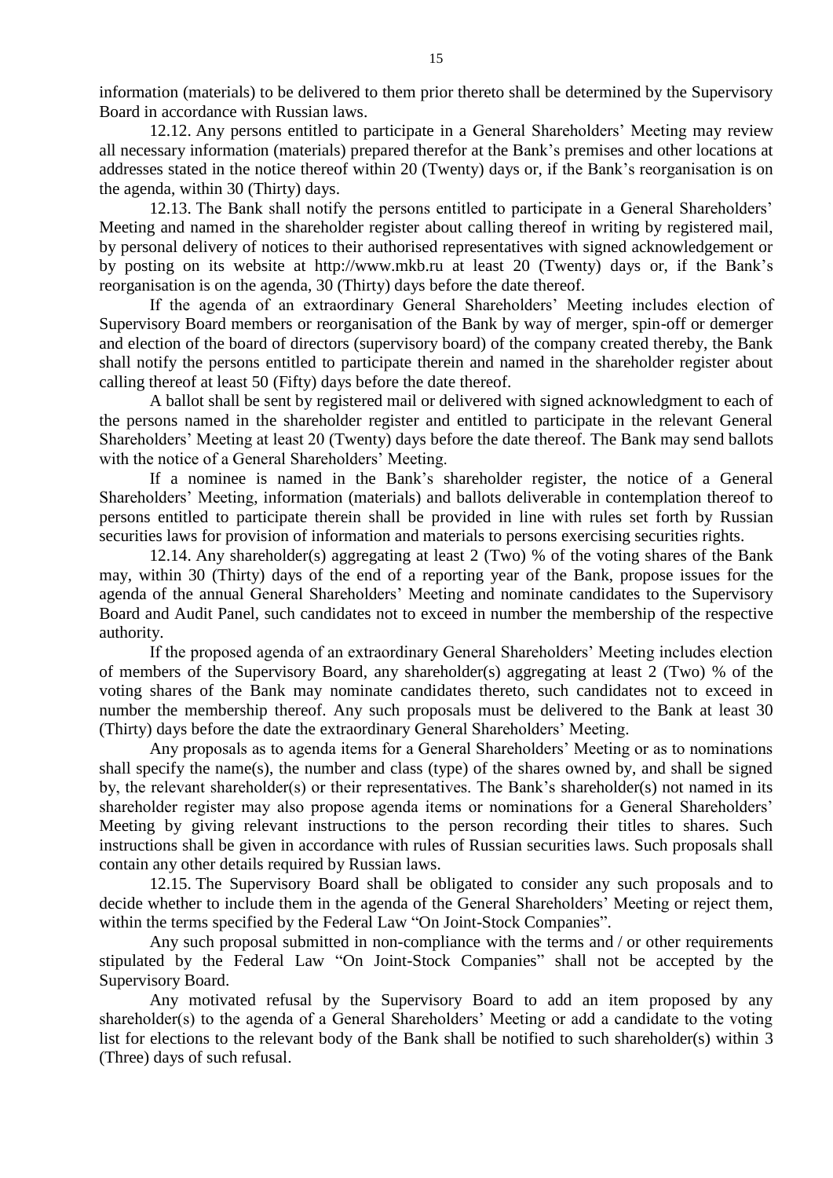information (materials) to be delivered to them prior thereto shall be determined by the Supervisory Board in accordance with Russian laws.

12.12. Any persons entitled to participate in a General Shareholders' Meeting may review all necessary information (materials) prepared therefor at the Bank's premises and other locations at addresses stated in the notice thereof within 20 (Twenty) days or, if the Bank's reorganisation is on the agenda, within 30 (Thirty) days.

12.13. The Bank shall notify the persons entitled to participate in a General Shareholders' Meeting and named in the shareholder register about calling thereof in writing by registered mail, by personal delivery of notices to their authorised representatives with signed acknowledgement or by posting on its website at http://www.mkb.ru at least 20 (Twenty) days or, if the Bank's reorganisation is on the agenda, 30 (Thirty) days before the date thereof.

If the agenda of an extraordinary General Shareholders' Meeting includes election of Supervisory Board members or reorganisation of the Bank by way of merger, spin-off or demerger and election of the board of directors (supervisory board) of the company created thereby, the Bank shall notify the persons entitled to participate therein and named in the shareholder register about calling thereof at least 50 (Fifty) days before the date thereof.

A ballot shall be sent by registered mail or delivered with signed acknowledgment to each of the persons named in the shareholder register and entitled to participate in the relevant General Shareholders' Meeting at least 20 (Twenty) days before the date thereof. The Bank may send ballots with the notice of a General Shareholders' Meeting.

If a nominee is named in the Bank's shareholder register, the notice of a General Shareholders' Meeting, information (materials) and ballots deliverable in contemplation thereof to persons entitled to participate therein shall be provided in line with rules set forth by Russian securities laws for provision of information and materials to persons exercising securities rights.

12.14. Any shareholder(s) aggregating at least 2 (Two) % of the voting shares of the Bank may, within 30 (Thirty) days of the end of a reporting year of the Bank, propose issues for the agenda of the annual General Shareholders' Meeting and nominate candidates to the Supervisory Board and Audit Panel, such candidates not to exceed in number the membership of the respective authority.

If the proposed agenda of an extraordinary General Shareholders' Meeting includes election of members of the Supervisory Board, any shareholder(s) aggregating at least 2 (Two) % of the voting shares of the Bank may nominate candidates thereto, such candidates not to exceed in number the membership thereof. Any such proposals must be delivered to the Bank at least 30 (Thirty) days before the date the extraordinary General Shareholders' Meeting.

Any proposals as to agenda items for a General Shareholders' Meeting or as to nominations shall specify the name(s), the number and class (type) of the shares owned by, and shall be signed by, the relevant shareholder(s) or their representatives. The Bank's shareholder(s) not named in its shareholder register may also propose agenda items or nominations for a General Shareholders' Meeting by giving relevant instructions to the person recording their titles to shares. Such instructions shall be given in accordance with rules of Russian securities laws. Such proposals shall contain any other details required by Russian laws.

12.15. The Supervisory Board shall be obligated to consider any such proposals and to decide whether to include them in the agenda of the General Shareholders' Meeting or reject them, within the terms specified by the Federal Law "On Joint-Stock Companies".

Any such proposal submitted in non-compliance with the terms and / or other requirements stipulated by the Federal Law "On Joint-Stock Companies" shall not be accepted by the Supervisory Board.

Any motivated refusal by the Supervisory Board to add an item proposed by any shareholder(s) to the agenda of a General Shareholders' Meeting or add a candidate to the voting list for elections to the relevant body of the Bank shall be notified to such shareholder(s) within 3 (Three) days of such refusal.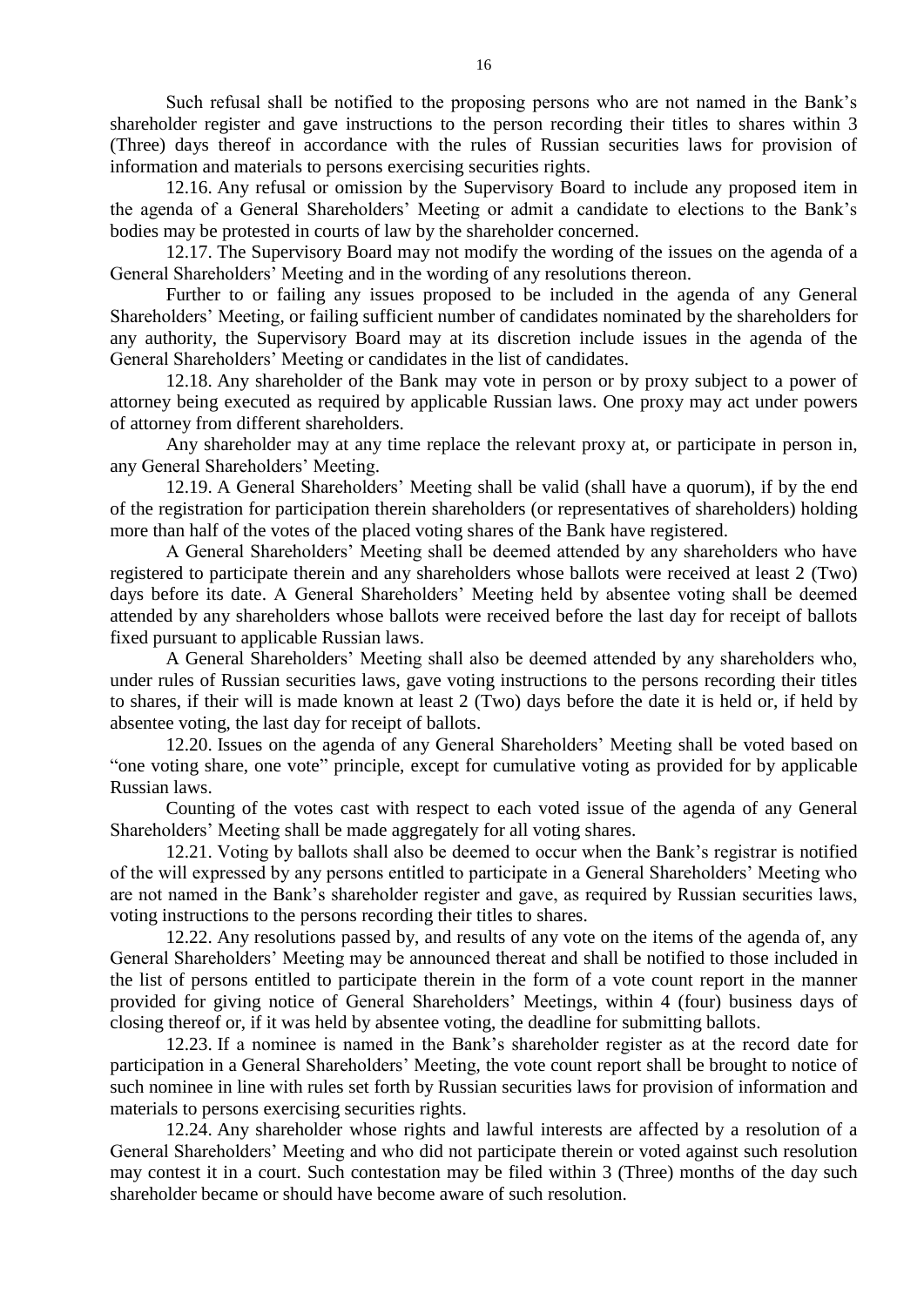Such refusal shall be notified to the proposing persons who are not named in the Bank's shareholder register and gave instructions to the person recording their titles to shares within 3 (Three) days thereof in accordance with the rules of Russian securities laws for provision of information and materials to persons exercising securities rights.

12.16. Any refusal or omission by the Supervisory Board to include any proposed item in the agenda of a General Shareholders' Meeting or admit a candidate to elections to the Bank's bodies may be protested in courts of law by the shareholder concerned.

12.17. The Supervisory Board may not modify the wording of the issues on the agenda of a General Shareholders' Meeting and in the wording of any resolutions thereon.

Further to or failing any issues proposed to be included in the agenda of any General Shareholders' Meeting, or failing sufficient number of candidates nominated by the shareholders for any authority, the Supervisory Board may at its discretion include issues in the agenda of the General Shareholders' Meeting or candidates in the list of candidates.

12.18. Any shareholder of the Bank may vote in person or by proxy subject to a power of attorney being executed as required by applicable Russian laws. One proxy may act under powers of attorney from different shareholders.

Any shareholder may at any time replace the relevant proxy at, or participate in person in, any General Shareholders' Meeting.

12.19. A General Shareholders' Meeting shall be valid (shall have a quorum), if by the end of the registration for participation therein shareholders (or representatives of shareholders) holding more than half of the votes of the placed voting shares of the Bank have registered.

A General Shareholders' Meeting shall be deemed attended by any shareholders who have registered to participate therein and any shareholders whose ballots were received at least 2 (Two) days before its date. A General Shareholders' Meeting held by absentee voting shall be deemed attended by any shareholders whose ballots were received before the last day for receipt of ballots fixed pursuant to applicable Russian laws.

A General Shareholders' Meeting shall also be deemed attended by any shareholders who, under rules of Russian securities laws, gave voting instructions to the persons recording their titles to shares, if their will is made known at least 2 (Two) days before the date it is held or, if held by absentee voting, the last day for receipt of ballots.

12.20. Issues on the agenda of any General Shareholders' Meeting shall be voted based on "one voting share, one vote" principle, except for cumulative voting as provided for by applicable Russian laws.

Counting of the votes cast with respect to each voted issue of the agenda of any General Shareholders' Meeting shall be made aggregately for all voting shares.

12.21. Voting by ballots shall also be deemed to occur when the Bank's registrar is notified of the will expressed by any persons entitled to participate in a General Shareholders' Meeting who are not named in the Bank's shareholder register and gave, as required by Russian securities laws, voting instructions to the persons recording their titles to shares.

12.22. Any resolutions passed by, and results of any vote on the items of the agenda of, any General Shareholders' Meeting may be announced thereat and shall be notified to those included in the list of persons entitled to participate therein in the form of a vote count report in the manner provided for giving notice of General Shareholders' Meetings, within 4 (four) business days of closing thereof or, if it was held by absentee voting, the deadline for submitting ballots.

12.23. If a nominee is named in the Bank's shareholder register as at the record date for participation in a General Shareholders' Meeting, the vote count report shall be brought to notice of such nominee in line with rules set forth by Russian securities laws for provision of information and materials to persons exercising securities rights.

12.24. Any shareholder whose rights and lawful interests are affected by a resolution of a General Shareholders' Meeting and who did not participate therein or voted against such resolution may contest it in a court. Such contestation may be filed within 3 (Three) months of the day such shareholder became or should have become aware of such resolution.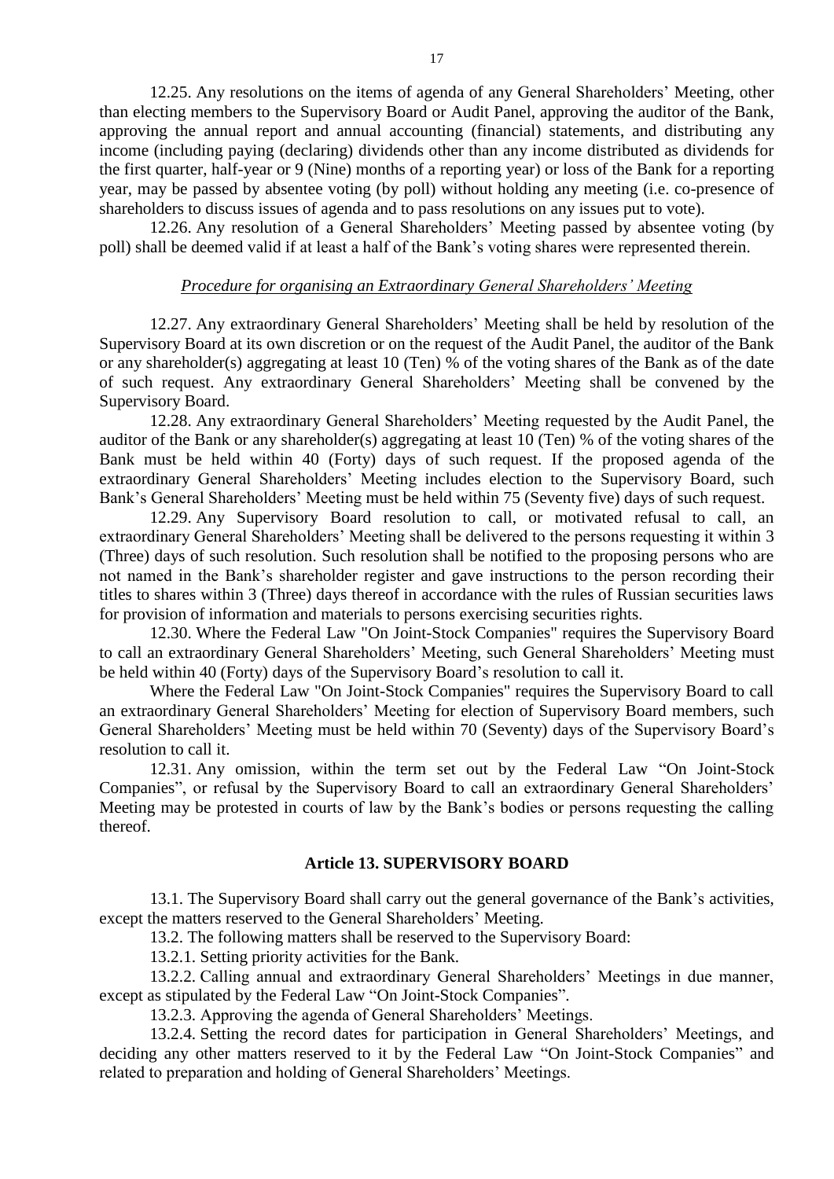12.25. Any resolutions on the items of agenda of any General Shareholders' Meeting, other than electing members to the Supervisory Board or Audit Panel, approving the auditor of the Bank, approving the annual report and annual accounting (financial) statements, and distributing any income (including paying (declaring) dividends other than any income distributed as dividends for the first quarter, half-year or 9 (Nine) months of a reporting year) or loss of the Bank for a reporting year, may be passed by absentee voting (by poll) without holding any meeting (i.e. co-presence of shareholders to discuss issues of agenda and to pass resolutions on any issues put to vote).

12.26. Any resolution of a General Shareholders' Meeting passed by absentee voting (by poll) shall be deemed valid if at least a half of the Bank's voting shares were represented therein.

*Procedure for organising an Extraordinary General Shareholders' Meeting*

12.27. Any extraordinary General Shareholders' Meeting shall be held by resolution of the Supervisory Board at its own discretion or on the request of the Audit Panel, the auditor of the Bank or any shareholder(s) aggregating at least 10 (Ten) % of the voting shares of the Bank as of the date of such request. Any extraordinary General Shareholders' Meeting shall be convened by the Supervisory Board.

12.28. Any extraordinary General Shareholders' Meeting requested by the Audit Panel, the auditor of the Bank or any shareholder(s) aggregating at least 10 (Ten) % of the voting shares of the Bank must be held within 40 (Forty) days of such request. If the proposed agenda of the extraordinary General Shareholders' Meeting includes election to the Supervisory Board, such Bank's General Shareholders' Meeting must be held within 75 (Seventy five) days of such request.

12.29. Any Supervisory Board resolution to call, or motivated refusal to call, an extraordinary General Shareholders' Meeting shall be delivered to the persons requesting it within 3 (Three) days of such resolution. Such resolution shall be notified to the proposing persons who are not named in the Bank's shareholder register and gave instructions to the person recording their titles to shares within 3 (Three) days thereof in accordance with the rules of Russian securities laws for provision of information and materials to persons exercising securities rights.

12.30. Where the Federal Law "On Joint-Stock Companies" requires the Supervisory Board to call an extraordinary General Shareholders' Meeting, such General Shareholders' Meeting must be held within 40 (Forty) days of the Supervisory Board's resolution to call it.

Where the Federal Law "On Joint-Stock Companies" requires the Supervisory Board to call an extraordinary General Shareholders' Meeting for election of Supervisory Board members, such General Shareholders' Meeting must be held within 70 (Seventy) days of the Supervisory Board's resolution to call it.

12.31. Any omission, within the term set out by the Federal Law "On Joint-Stock Companies", or refusal by the Supervisory Board to call an extraordinary General Shareholders' Meeting may be protested in courts of law by the Bank's bodies or persons requesting the calling thereof.

## Article 13. SUPERVISORY BOARD

13.1. The Supervisory Board shall carry out the general governance of the Bank's activities, except the matters reserved to the General Shareholders' Meeting.

13.2. The following matters shall be reserved to the Supervisory Board:

13.2.1. Setting priority activities for the Bank.

13.2.2. Calling annual and extraordinary General Shareholders' Meetings in due manner, except as stipulated by the Federal Law "On Joint-Stock Companies".

13.2.3. Approving the agenda of General Shareholders' Meetings.

13.2.4. Setting the record dates for participation in General Shareholders' Meetings, and deciding any other matters reserved to it by the Federal Law "On Joint-Stock Companies" and related to preparation and holding of General Shareholders' Meetings.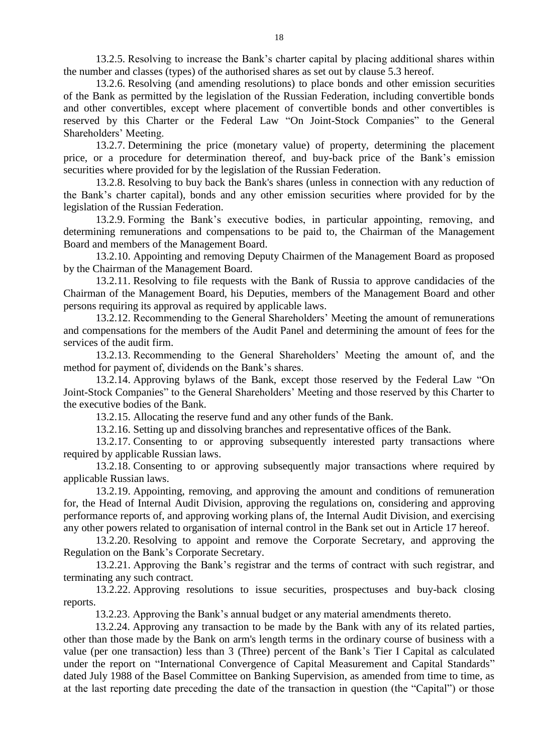13.2.5. Resolving to increase the Bank's charter capital by placing additional shares within the number and classes (types) of the authorised shares as set out by clause 5.3 hereof.

13.2.6. Resolving (and amending resolutions) to place bonds and other emission securities of the Bank as permitted by the legislation of the Russian Federation, including convertible bonds and other convertibles, except where placement of convertible bonds and other convertibles is reserved by this Charter or the Federal Law "On Joint-Stock Companies" to the General Shareholders' Meeting.

13.2.7. Determining the price (monetary value) of property, determining the placement price, or a procedure for determination thereof, and buy-back price of the Bank's emission securities where provided for by the legislation of the Russian Federation.

13.2.8. Resolving to buy back the Bank's shares (unless in connection with any reduction of the Bank's charter capital), bonds and any other emission securities where provided for by the legislation of the Russian Federation.

13.2.9. Forming the Bank's executive bodies, in particular appointing, removing, and determining remunerations and compensations to be paid to, the Chairman of the Management Board and members of the Management Board.

13.2.10. Appointing and removing Deputy Chairmen of the Management Board as proposed by the Chairman of the Management Board.

13.2.11. Resolving to file requests with the Bank of Russia to approve candidacies of the Chairman of the Management Board, his Deputies, members of the Management Board and other persons requiring its approval as required by applicable laws.

13.2.12. Recommending to the General Shareholders' Meeting the amount of remunerations and compensations for the members of the Audit Panel and determining the amount of fees for the services of the audit firm.

13.2.13. Recommending to the General Shareholders' Meeting the amount of, and the method for payment of, dividends on the Bank's shares.

13.2.14. Approving bylaws of the Bank, except those reserved by the Federal Law "On Joint-Stock Companies" to the General Shareholders' Meeting and those reserved by this Charter to the executive bodies of the Bank.

13.2.15. Allocating the reserve fund and any other funds of the Bank.

13.2.16. Setting up and dissolving branches and representative offices of the Bank.

13.2.17. Consenting to or approving subsequently interested party transactions where required by applicable Russian laws.

13.2.18. Consenting to or approving subsequently major transactions where required by applicable Russian laws.

13.2.19. Appointing, removing, and approving the amount and conditions of remuneration for, the Head of Internal Audit Division, approving the regulations on, considering and approving performance reports of, and approving working plans of, the Internal Audit Division, and exercising any other powers related to organisation of internal control in the Bank set out in Article 17 hereof.

13.2.20. Resolving to appoint and remove the Corporate Secretary, and approving the Regulation on the Bank's Corporate Secretary.

13.2.21. Approving the Bank's registrar and the terms of contract with such registrar, and terminating any such contract.

13.2.22. Approving resolutions to issue securities, prospectuses and buy-back closing reports.

13.2.23. Approving the Bank's annual budget or any material amendments thereto.

13.2.24. Approving any transaction to be made by the Bank with any of its related parties, other than those made by the Bank on arm's length terms in the ordinary course of business with a value (per one transaction) less than 3 (Three) percent of the Bank's Tier I Capital as calculated under the report on "International Convergence of Capital Measurement and Capital Standards" dated July 1988 of the Basel Committee on Banking Supervision, as amended from time to time, as at the last reporting date preceding the date of the transaction in question (the "Capital") or those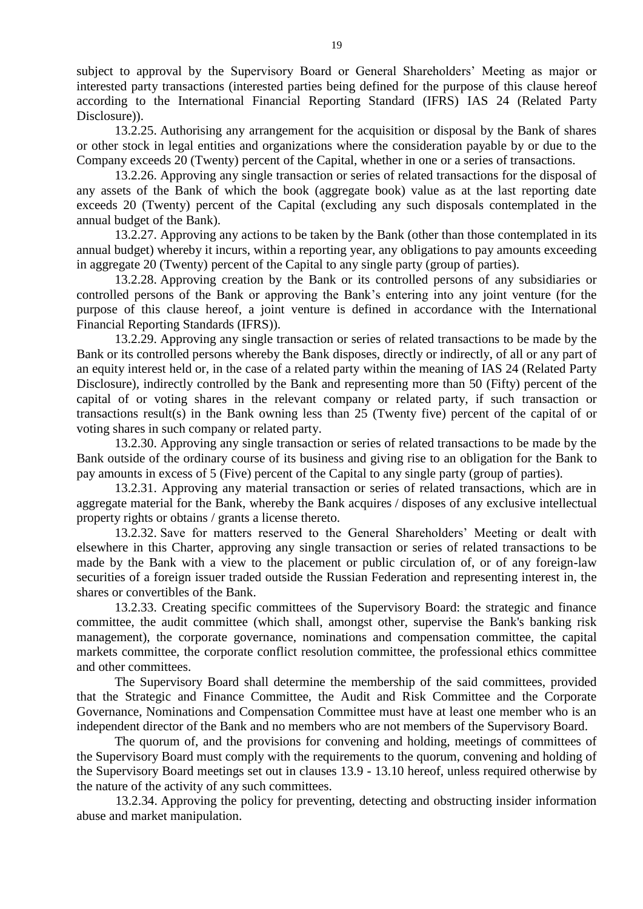subject to approval by the Supervisory Board or General Shareholders' Meeting as major or interested party transactions (interested parties being defined for the purpose of this clause hereof according to the International Financial Reporting Standard (IFRS) IAS 24 (Related Party Disclosure)).

13.2.25. Authorising any arrangement for the acquisition or disposal by the Bank of shares or other stock in legal entities and organizations where the consideration payable by or due to the Company exceeds 20 (Twenty) percent of the Capital, whether in one or a series of transactions.

13.2.26. Approving any single transaction or series of related transactions for the disposal of any assets of the Bank of which the book (aggregate book) value as at the last reporting date exceeds 20 (Twenty) percent of the Capital (excluding any such disposals contemplated in the annual budget of the Bank).

13.2.27. Approving any actions to be taken by the Bank (other than those contemplated in its annual budget) whereby it incurs, within a reporting year, any obligations to pay amounts exceeding in aggregate 20 (Twenty) percent of the Capital to any single party (group of parties).

13.2.28. Approving creation by the Bank or its controlled persons of any subsidiaries or controlled persons of the Bank or approving the Bank's entering into any joint venture (for the purpose of this clause hereof, a joint venture is defined in accordance with the International Financial Reporting Standards (IFRS)).

13.2.29. Approving any single transaction or series of related transactions to be made by the Bank or its controlled persons whereby the Bank disposes, directly or indirectly, of all or any part of an equity interest held or, in the case of a related party within the meaning of IAS 24 (Related Party Disclosure), indirectly controlled by the Bank and representing more than 50 (Fifty) percent of the capital of or voting shares in the relevant company or related party, if such transaction or transactions result(s) in the Bank owning less than 25 (Twenty five) percent of the capital of or voting shares in such company or related party.

13.2.30. Approving any single transaction or series of related transactions to be made by the Bank outside of the ordinary course of its business and giving rise to an obligation for the Bank to pay amounts in excess of 5 (Five) percent of the Capital to any single party (group of parties).

13.2.31. Approving any material transaction or series of related transactions, which are in aggregate material for the Bank, whereby the Bank acquires / disposes of any exclusive intellectual property rights or obtains / grants a license thereto.

13.2.32. Save for matters reserved to the General Shareholders' Meeting or dealt with elsewhere in this Charter, approving any single transaction or series of related transactions to be made by the Bank with a view to the placement or public circulation of, or of any foreign-law securities of a foreign issuer traded outside the Russian Federation and representing interest in, the shares or convertibles of the Bank.

13.2.33. Creating specific committees of the Supervisory Board: the strategic and finance committee, the audit committee (which shall, amongst other, supervise the Bank's banking risk management), the corporate governance, nominations and compensation committee, the capital markets committee, the corporate conflict resolution committee, the professional ethics committee and other committees.

The Supervisory Board shall determine the membership of the said committees, provided that the Strategic and Finance Committee, the Audit and Risk Committee and the Corporate Governance, Nominations and Compensation Committee must have at least one member who is an independent director of the Bank and no members who are not members of the Supervisory Board.

The quorum of, and the provisions for convening and holding, meetings of committees of the Supervisory Board must comply with the requirements to the quorum, convening and holding of the Supervisory Board meetings set out in clauses 13.9 - 13.10 hereof, unless required otherwise by the nature of the activity of any such committees.

13.2.34. Approving the policy for preventing, detecting and obstructing insider information abuse and market manipulation.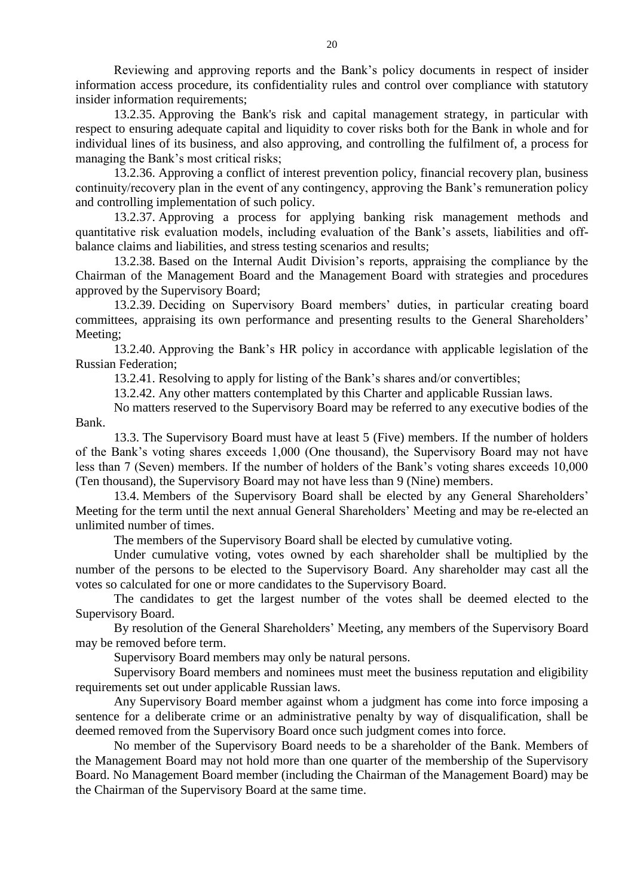Reviewing and approving reports and the Bank's policy documents in respect of insider information access procedure, its confidentiality rules and control over compliance with statutory insider information requirements;

13.2.35. Approving the Bank's risk and capital management strategy, in particular with respect to ensuring adequate capital and liquidity to cover risks both for the Bank in whole and for individual lines of its business, and also approving, and controlling the fulfilment of, a process for managing the Bank's most critical risks;

13.2.36. Approving a conflict of interest prevention policy, financial recovery plan, business continuity/recovery plan in the event of any contingency, approving the Bank's remuneration policy and controlling implementation of such policy.

13.2.37. Approving a process for applying banking risk management methods and quantitative risk evaluation models, including evaluation of the Bank's assets, liabilities and off-balance claims and liabilities, and stress testing scenarios and results;

13.2.38. Based on the Internal Audit Division's reports, appraising the compliance by the Chairman of the Management Board and the Management Board with strategies and procedures approved by the Supervisory Board;

13.2.39. Deciding on Supervisory Board members' duties, in particular creating board committees, appraising its own performance and presenting results to the General Shareholders' Meeting;

13.2.40. Approving the Bank's HR policy in accordance with applicable legislation of the Russian Federation;

13.2.41. Resolving to apply for listing of the Bank's shares and/or convertibles;

13.2.42. Any other matters contemplated by this Charter and applicable Russian laws.

No matters reserved to the Supervisory Board may be referred to any executive bodies of the Bank.

13.3. The Supervisory Board must have at least 5 (Five) members. If the number of holders of the Bank's voting shares exceeds 1,000 (One thousand), the Supervisory Board may not have less than 7 (Seven) members. If the number of holders of the Bank's voting shares exceeds 10,000 (Ten thousand), the Supervisory Board may not have less than 9 (Nine) members.

13.4. Members of the Supervisory Board shall be elected by any General Shareholders' Meeting for the term until the next annual General Shareholders' Meeting and may be re-elected an unlimited number of times.

The members of the Supervisory Board shall be elected by cumulative voting.

Under cumulative voting, votes owned by each shareholder shall be multiplied by the number of the persons to be elected to the Supervisory Board. Any shareholder may cast all the votes so calculated for one or more candidates to the Supervisory Board.

The candidates to get the largest number of the votes shall be deemed elected to the Supervisory Board.

By resolution of the General Shareholders' Meeting, any members of the Supervisory Board may be removed before term.

Supervisory Board members may only be natural persons.

Supervisory Board members and nominees must meet the business reputation and eligibility requirements set out under applicable Russian laws.

Any Supervisory Board member against whom a judgment has come into force imposing a sentence for a deliberate crime or an administrative penalty by way of disqualification, shall be deemed removed from the Supervisory Board once such judgment comes into force.

No member of the Supervisory Board needs to be a shareholder of the Bank. Members of the Management Board may not hold more than one quarter of the membership of the Supervisory Board. No Management Board member (including the Chairman of the Management Board) may be the Chairman of the Supervisory Board at the same time.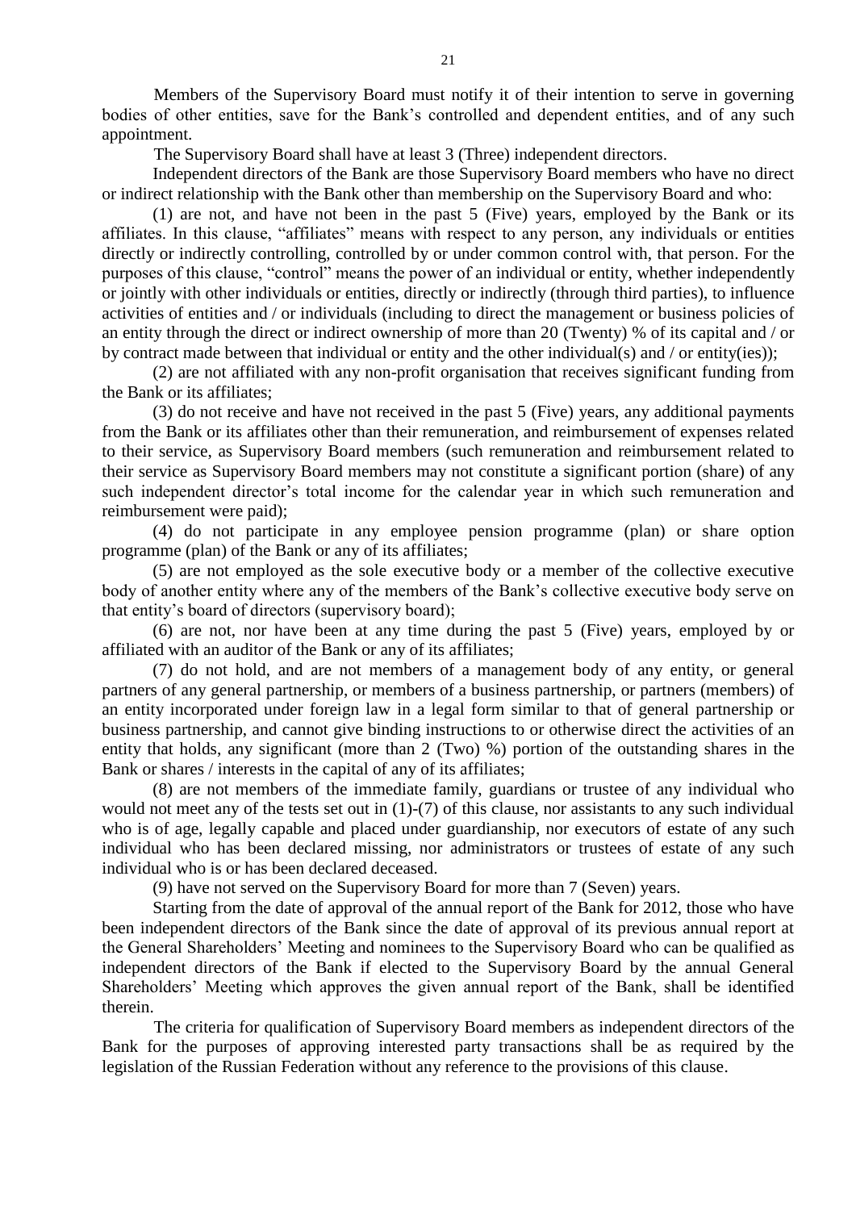Members of the Supervisory Board must notify it of their intention to serve in governing bodies of other entities, save for the Bank's controlled and dependent entities, and of any such appointment.

The Supervisory Board shall have at least 3 (Three) independent directors.

Independent directors of the Bank are those Supervisory Board members who have no direct or indirect relationship with the Bank other than membership on the Supervisory Board and who:

(1) are not, and have not been in the past 5 (Five) years, employed by the Bank or its affiliates. In this clause, "affiliates" means with respect to any person, any individuals or entities directly or indirectly controlling, controlled by or under common control with, that person. For the purposes of this clause, "control" means the power of an individual or entity, whether independently or jointly with other individuals or entities, directly or indirectly (through third parties), to influence activities of entities and / or individuals (including to direct the management or business policies of an entity through the direct or indirect ownership of more than 20 (Twenty) % of its capital and / or by contract made between that individual or entity and the other individual(s) and / or entity(ies));

(2) are not affiliated with any non-profit organisation that receives significant funding from the Bank or its affiliates;

(3) do not receive and have not received in the past 5 (Five) years, any additional payments from the Bank or its affiliates other than their remuneration, and reimbursement of expenses related to their service, as Supervisory Board members (such remuneration and reimbursement related to their service as Supervisory Board members may not constitute a significant portion (share) of any such independent director's total income for the calendar year in which such remuneration and reimbursement were paid);

(4) do not participate in any employee pension programme (plan) or share option programme (plan) of the Bank or any of its affiliates;

(5) are not employed as the sole executive body or a member of the collective executive body of another entity where any of the members of the Bank's collective executive body serve on that entity's board of directors (supervisory board);

(6) are not, nor have been at any time during the past 5 (Five) years, employed by or affiliated with an auditor of the Bank or any of its affiliates;

(7) do not hold, and are not members of a management body of any entity, or general partners of any general partnership, or members of a business partnership, or partners (members) of an entity incorporated under foreign law in a legal form similar to that of general partnership or business partnership, and cannot give binding instructions to or otherwise direct the activities of an entity that holds, any significant (more than 2 (Two) %) portion of the outstanding shares in the Bank or shares / interests in the capital of any of its affiliates;

(8) are not members of the immediate family, guardians or trustee of any individual who would not meet any of the tests set out in (1)-(7) of this clause, nor assistants to any such individual who is of age, legally capable and placed under guardianship, nor executors of estate of any such individual who has been declared missing, nor administrators or trustees of estate of any such individual who is or has been declared deceased.

(9) have not served on the Supervisory Board for more than 7 (Seven) years.

Starting from the date of approval of the annual report of the Bank for 2012, those who have been independent directors of the Bank since the date of approval of its previous annual report at the General Shareholders' Meeting and nominees to the Supervisory Board who can be qualified as independent directors of the Bank if elected to the Supervisory Board by the annual General Shareholders' Meeting which approves the given annual report of the Bank, shall be identified therein.

The criteria for qualification of Supervisory Board members as independent directors of the Bank for the purposes of approving interested party transactions shall be as required by the legislation of the Russian Federation without any reference to the provisions of this clause.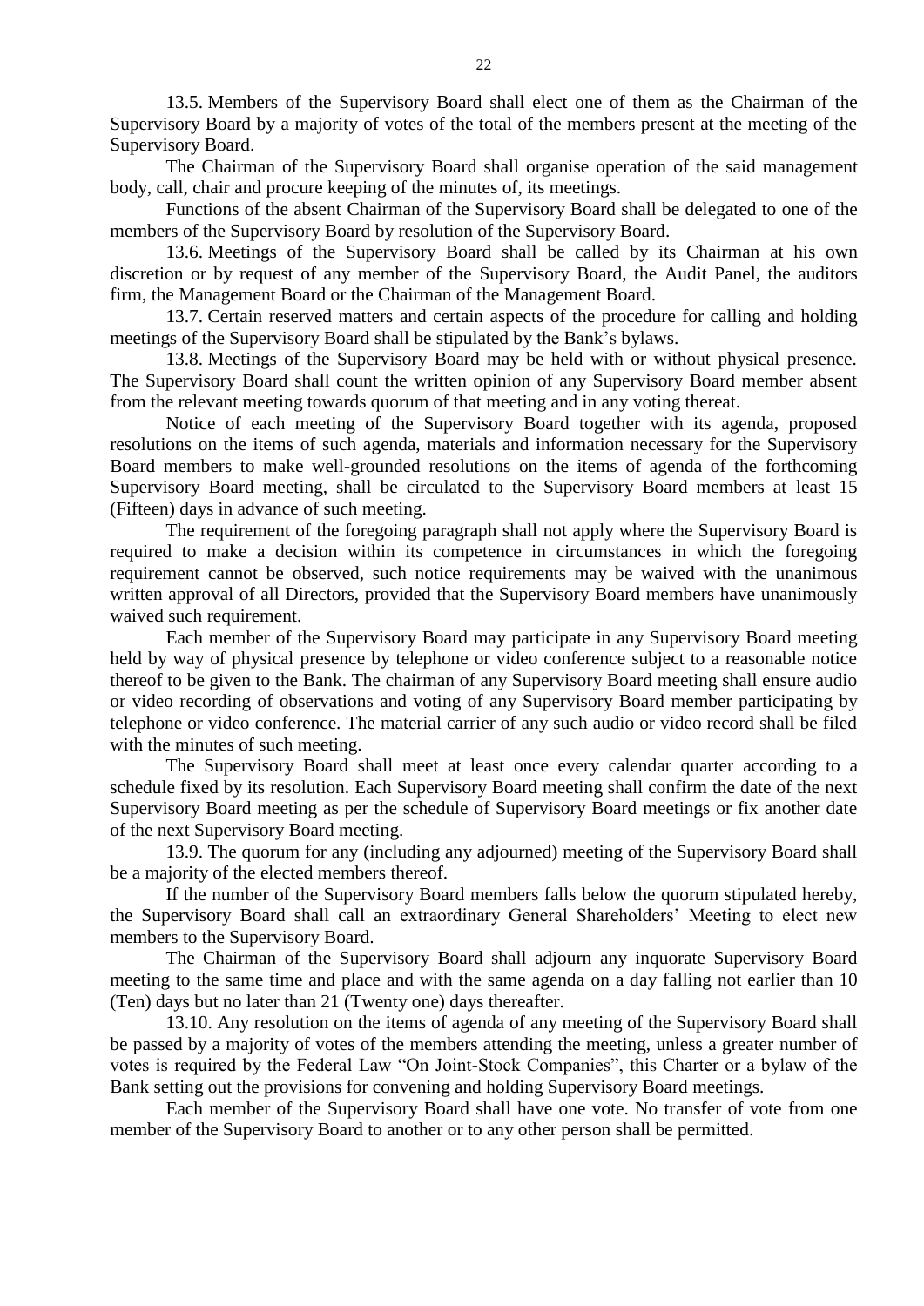13.5. Members of the Supervisory Board shall elect one of them as the Chairman of the Supervisory Board by a majority of votes of the total of the members present at the meeting of the Supervisory Board.

The Chairman of the Supervisory Board shall organise operation of the said management body, call, chair and procure keeping of the minutes of, its meetings.

Functions of the absent Chairman of the Supervisory Board shall be delegated to one of the members of the Supervisory Board by resolution of the Supervisory Board.

13.6. Meetings of the Supervisory Board shall be called by its Chairman at his own discretion or by request of any member of the Supervisory Board, the Audit Panel, the auditors firm, the Management Board or the Chairman of the Management Board.

13.7. Certain reserved matters and certain aspects of the procedure for calling and holding meetings of the Supervisory Board shall be stipulated by the Bank's bylaws.

13.8. Meetings of the Supervisory Board may be held with or without physical presence. The Supervisory Board shall count the written opinion of any Supervisory Board member absent from the relevant meeting towards quorum of that meeting and in any voting thereat.

Notice of each meeting of the Supervisory Board together with its agenda, proposed resolutions on the items of such agenda, materials and information necessary for the Supervisory Board members to make well-grounded resolutions on the items of agenda of the forthcoming Supervisory Board meeting, shall be circulated to the Supervisory Board members at least 15 (Fifteen) days in advance of such meeting.

The requirement of the foregoing paragraph shall not apply where the Supervisory Board is required to make a decision within its competence in circumstances in which the foregoing requirement cannot be observed, such notice requirements may be waived with the unanimous written approval of all Directors, provided that the Supervisory Board members have unanimously waived such requirement.

Each member of the Supervisory Board may participate in any Supervisory Board meeting held by way of physical presence by telephone or video conference subject to a reasonable notice thereof to be given to the Bank. The chairman of any Supervisory Board meeting shall ensure audio or video recording of observations and voting of any Supervisory Board member participating by telephone or video conference. The material carrier of any such audio or video record shall be filed with the minutes of such meeting.

The Supervisory Board shall meet at least once every calendar quarter according to a schedule fixed by its resolution. Each Supervisory Board meeting shall confirm the date of the next Supervisory Board meeting as per the schedule of Supervisory Board meetings or fix another date of the next Supervisory Board meeting.

13.9. The quorum for any (including any adjourned) meeting of the Supervisory Board shall be a majority of the elected members thereof.

If the number of the Supervisory Board members falls below the quorum stipulated hereby, the Supervisory Board shall call an extraordinary General Shareholders' Meeting to elect new members to the Supervisory Board.

The Chairman of the Supervisory Board shall adjourn any inquorate Supervisory Board meeting to the same time and place and with the same agenda on a day falling not earlier than 10 (Ten) days but no later than 21 (Twenty one) days thereafter.

13.10. Any resolution on the items of agenda of any meeting of the Supervisory Board shall be passed by a majority of votes of the members attending the meeting, unless a greater number of votes is required by the Federal Law "On Joint-Stock Companies", this Charter or a bylaw of the Bank setting out the provisions for convening and holding Supervisory Board meetings.

Each member of the Supervisory Board shall have one vote. No transfer of vote from one member of the Supervisory Board to another or to any other person shall be permitted.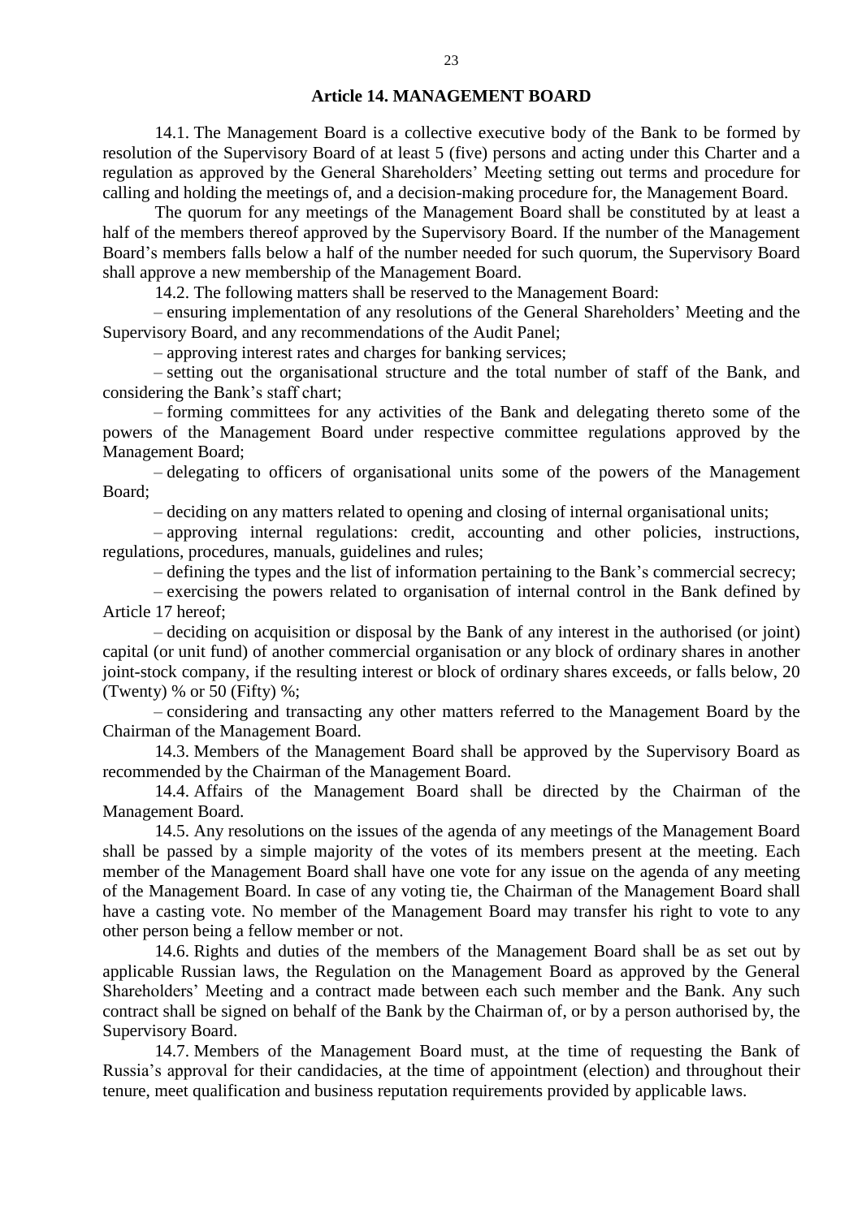## Article 14. MANAGEMENT BOARD

14.1. The Management Board is a collective executive body of the Bank to be formed by resolution of the Supervisory Board of at least 5 (five) persons and acting under this Charter and a regulation as approved by the General Shareholders' Meeting setting out terms and procedure for calling and holding the meetings of, and a decision-making procedure for, the Management Board.

The quorum for any meetings of the Management Board shall be constituted by at least a half of the members thereof approved by the Supervisory Board. If the number of the Management Board's members falls below a half of the number needed for such quorum, the Supervisory Board shall approve a new membership of the Management Board.

14.2. The following matters shall be reserved to the Management Board:

– ensuring implementation of any resolutions of the General Shareholders' Meeting and the Supervisory Board, and any recommendations of the Audit Panel;

– approving interest rates and charges for banking services;

– setting out the organisational structure and the total number of staff of the Bank, and considering the Bank's staff chart;

– forming committees for any activities of the Bank and delegating thereto some of the powers of the Management Board under respective committee regulations approved by the Management Board;

– delegating to officers of organisational units some of the powers of the Management Board;

– deciding on any matters related to opening and closing of internal organisational units;

– approving internal regulations: credit, accounting and other policies, instructions, regulations, procedures, manuals, guidelines and rules;

– defining the types and the list of information pertaining to the Bank's commercial secrecy;

– exercising the powers related to organisation of internal control in the Bank defined by Article 17 hereof;

– deciding on acquisition or disposal by the Bank of any interest in the authorised (or joint) capital (or unit fund) of another commercial organisation or any block of ordinary shares in another joint-stock company, if the resulting interest or block of ordinary shares exceeds, or falls below, 20 (Twenty) % or 50 (Fifty) %;

– considering and transacting any other matters referred to the Management Board by the Chairman of the Management Board.

14.3. Members of the Management Board shall be approved by the Supervisory Board as recommended by the Chairman of the Management Board.

14.4. Affairs of the Management Board shall be directed by the Chairman of the Management Board.

14.5. Any resolutions on the issues of the agenda of any meetings of the Management Board shall be passed by a simple majority of the votes of its members present at the meeting. Each member of the Management Board shall have one vote for any issue on the agenda of any meeting of the Management Board. In case of any voting tie, the Chairman of the Management Board shall have a casting vote. No member of the Management Board may transfer his right to vote to any other person being a fellow member or not.

14.6. Rights and duties of the members of the Management Board shall be as set out by applicable Russian laws, the Regulation on the Management Board as approved by the General Shareholders' Meeting and a contract made between each such member and the Bank. Any such contract shall be signed on behalf of the Bank by the Chairman of, or by a person authorised by, the Supervisory Board.

14.7. Members of the Management Board must, at the time of requesting the Bank of Russia's approval for their candidacies, at the time of appointment (election) and throughout their tenure, meet qualification and business reputation requirements provided by applicable laws.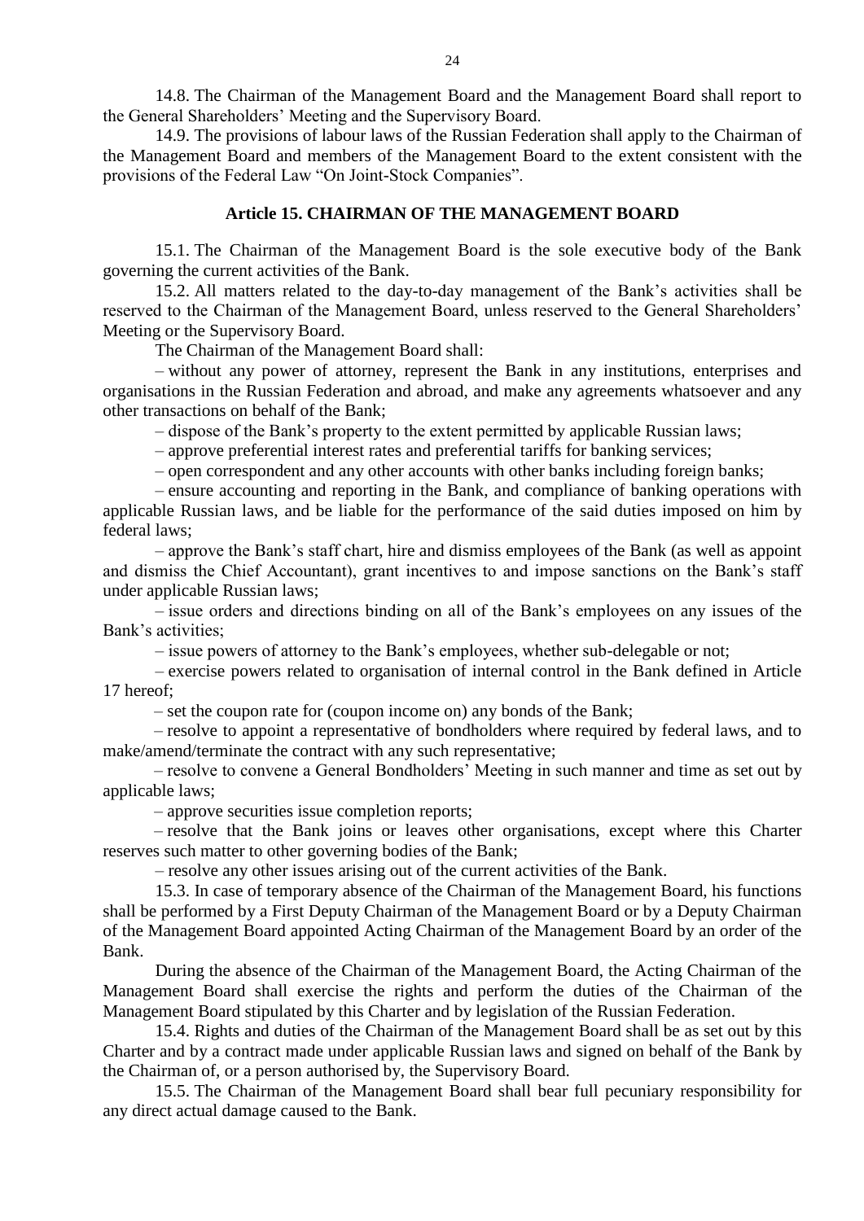14.8. The Chairman of the Management Board and the Management Board shall report to the General Shareholders' Meeting and the Supervisory Board.

14.9. The provisions of labour laws of the Russian Federation shall apply to the Chairman of the Management Board and members of the Management Board to the extent consistent with the provisions of the Federal Law "On Joint-Stock Companies".

## Article 15. CHAIRMAN OF THE MANAGEMENT BOARD

15.1. The Chairman of the Management Board is the sole executive body of the Bank governing the current activities of the Bank.

15.2. All matters related to the day-to-day management of the Bank's activities shall be reserved to the Chairman of the Management Board, unless reserved to the General Shareholders' Meeting or the Supervisory Board.

The Chairman of the Management Board shall:

– without any power of attorney, represent the Bank in any institutions, enterprises and organisations in the Russian Federation and abroad, and make any agreements whatsoever and any other transactions on behalf of the Bank;

– dispose of the Bank's property to the extent permitted by applicable Russian laws;

– approve preferential interest rates and preferential tariffs for banking services;

– open correspondent and any other accounts with other banks including foreign banks;

– ensure accounting and reporting in the Bank, and compliance of banking operations with applicable Russian laws, and be liable for the performance of the said duties imposed on him by federal laws;

– approve the Bank's staff chart, hire and dismiss employees of the Bank (as well as appoint and dismiss the Chief Accountant), grant incentives to and impose sanctions on the Bank's staff under applicable Russian laws;

– issue orders and directions binding on all of the Bank's employees on any issues of the Bank's activities;

– issue powers of attorney to the Bank's employees, whether sub-delegable or not;

– exercise powers related to organisation of internal control in the Bank defined in Article 17 hereof;

– set the coupon rate for (coupon income on) any bonds of the Bank;

– resolve to appoint a representative of bondholders where required by federal laws, and to make/amend/terminate the contract with any such representative;

– resolve to convene a General Bondholders' Meeting in such manner and time as set out by applicable laws;

– approve securities issue completion reports;

– resolve that the Bank joins or leaves other organisations, except where this Charter reserves such matter to other governing bodies of the Bank;

– resolve any other issues arising out of the current activities of the Bank.

15.3. In case of temporary absence of the Chairman of the Management Board, his functions shall be performed by a First Deputy Chairman of the Management Board or by a Deputy Chairman of the Management Board appointed Acting Chairman of the Management Board by an order of the Bank.

During the absence of the Chairman of the Management Board, the Acting Chairman of the Management Board shall exercise the rights and perform the duties of the Chairman of the Management Board stipulated by this Charter and by legislation of the Russian Federation.

15.4. Rights and duties of the Chairman of the Management Board shall be as set out by this Charter and by a contract made under applicable Russian laws and signed on behalf of the Bank by the Chairman of, or a person authorised by, the Supervisory Board.

15.5. The Chairman of the Management Board shall bear full pecuniary responsibility for any direct actual damage caused to the Bank.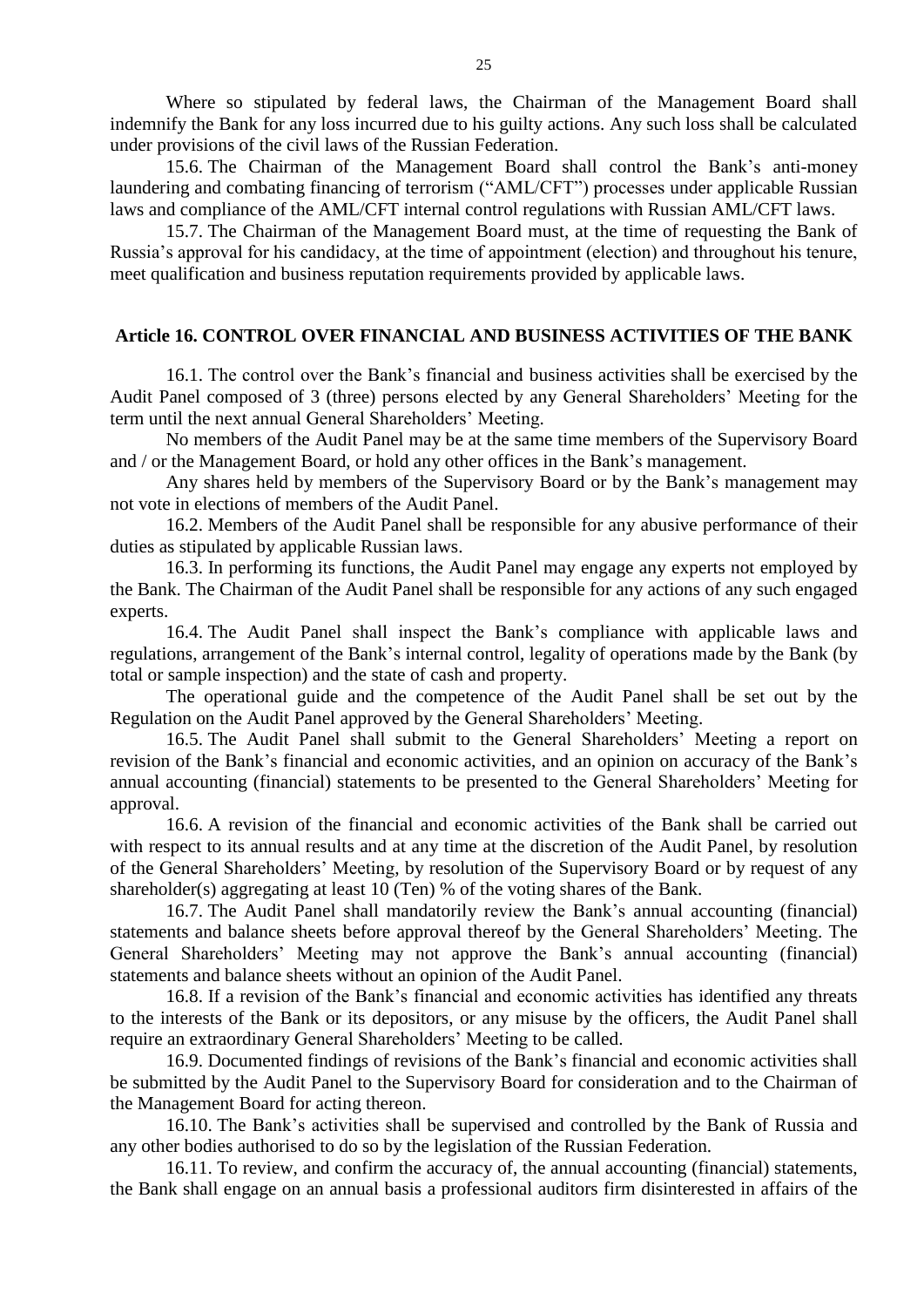Where so stipulated by federal laws, the Chairman of the Management Board shall indemnify the Bank for any loss incurred due to his guilty actions. Any such loss shall be calculated under provisions of the civil laws of the Russian Federation.

15.6. The Chairman of the Management Board shall control the Bank's anti-money laundering and combating financing of terrorism ("AML/CFT") processes under applicable Russian laws and compliance of the AML/CFT internal control regulations with Russian AML/CFT laws.

15.7. The Chairman of the Management Board must, at the time of requesting the Bank of Russia's approval for his candidacy, at the time of appointment (election) and throughout his tenure, meet qualification and business reputation requirements provided by applicable laws.

## Article 16. CONTROL OVER FINANCIAL AND BUSINESS ACTIVITIES OF THE BANK

16.1. The control over the Bank's financial and business activities shall be exercised by the Audit Panel composed of 3 (three) persons elected by any General Shareholders' Meeting for the term until the next annual General Shareholders' Meeting.

No members of the Audit Panel may be at the same time members of the Supervisory Board and / or the Management Board, or hold any other offices in the Bank's management.

Any shares held by members of the Supervisory Board or by the Bank's management may not vote in elections of members of the Audit Panel.

16.2. Members of the Audit Panel shall be responsible for any abusive performance of their duties as stipulated by applicable Russian laws.

16.3. In performing its functions, the Audit Panel may engage any experts not employed by the Bank. The Chairman of the Audit Panel shall be responsible for any actions of any such engaged experts.

16.4. The Audit Panel shall inspect the Bank's compliance with applicable laws and regulations, arrangement of the Bank's internal control, legality of operations made by the Bank (by total or sample inspection) and the state of cash and property.

The operational guide and the competence of the Audit Panel shall be set out by the Regulation on the Audit Panel approved by the General Shareholders' Meeting.

16.5. The Audit Panel shall submit to the General Shareholders' Meeting a report on revision of the Bank's financial and economic activities, and an opinion on accuracy of the Bank's annual accounting (financial) statements to be presented to the General Shareholders' Meeting for approval.

16.6. A revision of the financial and economic activities of the Bank shall be carried out with respect to its annual results and at any time at the discretion of the Audit Panel, by resolution of the General Shareholders' Meeting, by resolution of the Supervisory Board or by request of any shareholder(s) aggregating at least 10 (Ten) % of the voting shares of the Bank.

16.7. The Audit Panel shall mandatorily review the Bank's annual accounting (financial) statements and balance sheets before approval thereof by the General Shareholders' Meeting. The General Shareholders' Meeting may not approve the Bank's annual accounting (financial) statements and balance sheets without an opinion of the Audit Panel.

16.8. If a revision of the Bank's financial and economic activities has identified any threats to the interests of the Bank or its depositors, or any misuse by the officers, the Audit Panel shall require an extraordinary General Shareholders' Meeting to be called.

16.9. Documented findings of revisions of the Bank's financial and economic activities shall be submitted by the Audit Panel to the Supervisory Board for consideration and to the Chairman of the Management Board for acting thereon.

16.10. The Bank's activities shall be supervised and controlled by the Bank of Russia and any other bodies authorised to do so by the legislation of the Russian Federation.

16.11. To review, and confirm the accuracy of, the annual accounting (financial) statements, the Bank shall engage on an annual basis a professional auditors firm disinterested in affairs of the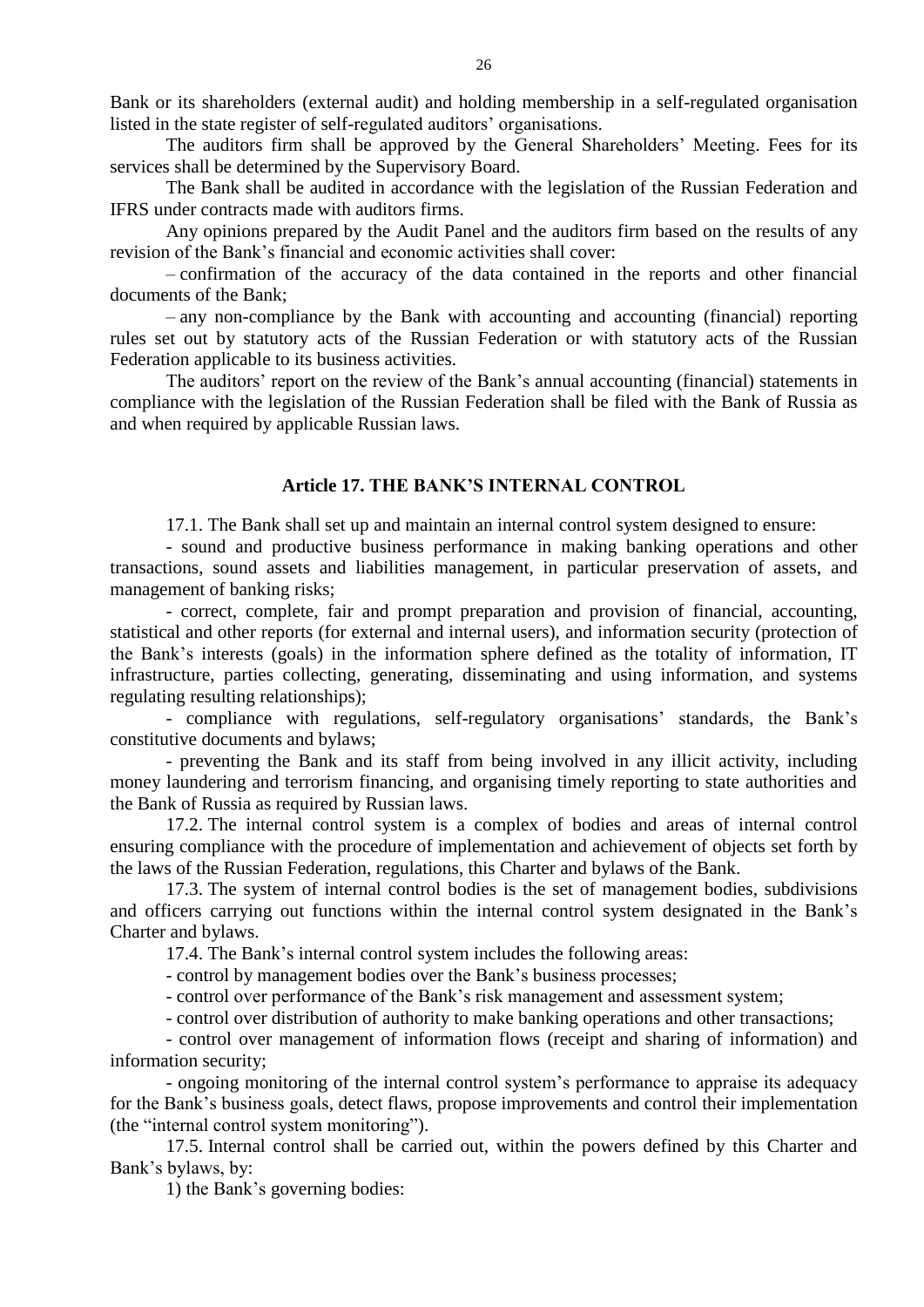Bank or its shareholders (external audit) and holding membership in a self-regulated organisation listed in the state register of self-regulated auditors' organisations.

The auditors firm shall be approved by the General Shareholders' Meeting. Fees for its services shall be determined by the Supervisory Board.

The Bank shall be audited in accordance with the legislation of the Russian Federation and IFRS under contracts made with auditors firms.

Any opinions prepared by the Audit Panel and the auditors firm based on the results of any revision of the Bank's financial and economic activities shall cover:

– confirmation of the accuracy of the data contained in the reports and other financial documents of the Bank;

– any non-compliance by the Bank with accounting and accounting (financial) reporting rules set out by statutory acts of the Russian Federation or with statutory acts of the Russian Federation applicable to its business activities.

The auditors' report on the review of the Bank's annual accounting (financial) statements in compliance with the legislation of the Russian Federation shall be filed with the Bank of Russia as and when required by applicable Russian laws.

## Article 17. THE BANK'S INTERNAL CONTROL

17.1. The Bank shall set up and maintain an internal control system designed to ensure:

- sound and productive business performance in making banking operations and other transactions, sound assets and liabilities management, in particular preservation of assets, and management of banking risks;

- correct, complete, fair and prompt preparation and provision of financial, accounting, statistical and other reports (for external and internal users), and information security (protection of the Bank's interests (goals) in the information sphere defined as the totality of information, IT infrastructure, parties collecting, generating, disseminating and using information, and systems regulating resulting relationships);

- compliance with regulations, self-regulatory organisations' standards, the Bank's constitutive documents and bylaws;

- preventing the Bank and its staff from being involved in any illicit activity, including money laundering and terrorism financing, and organising timely reporting to state authorities and the Bank of Russia as required by Russian laws.

17.2. The internal control system is a complex of bodies and areas of internal control ensuring compliance with the procedure of implementation and achievement of objects set forth by the laws of the Russian Federation, regulations, this Charter and bylaws of the Bank.

17.3. The system of internal control bodies is the set of management bodies, subdivisions and officers carrying out functions within the internal control system designated in the Bank's Charter and bylaws.

17.4. The Bank's internal control system includes the following areas:

- control by management bodies over the Bank's business processes;

- control over performance of the Bank's risk management and assessment system;

- control over distribution of authority to make banking operations and other transactions;

- control over management of information flows (receipt and sharing of information) and information security;

- ongoing monitoring of the internal control system's performance to appraise its adequacy for the Bank's business goals, detect flaws, propose improvements and control their implementation (the "internal control system monitoring").

17.5. Internal control shall be carried out, within the powers defined by this Charter and Bank's bylaws, by:

1) the Bank's governing bodies: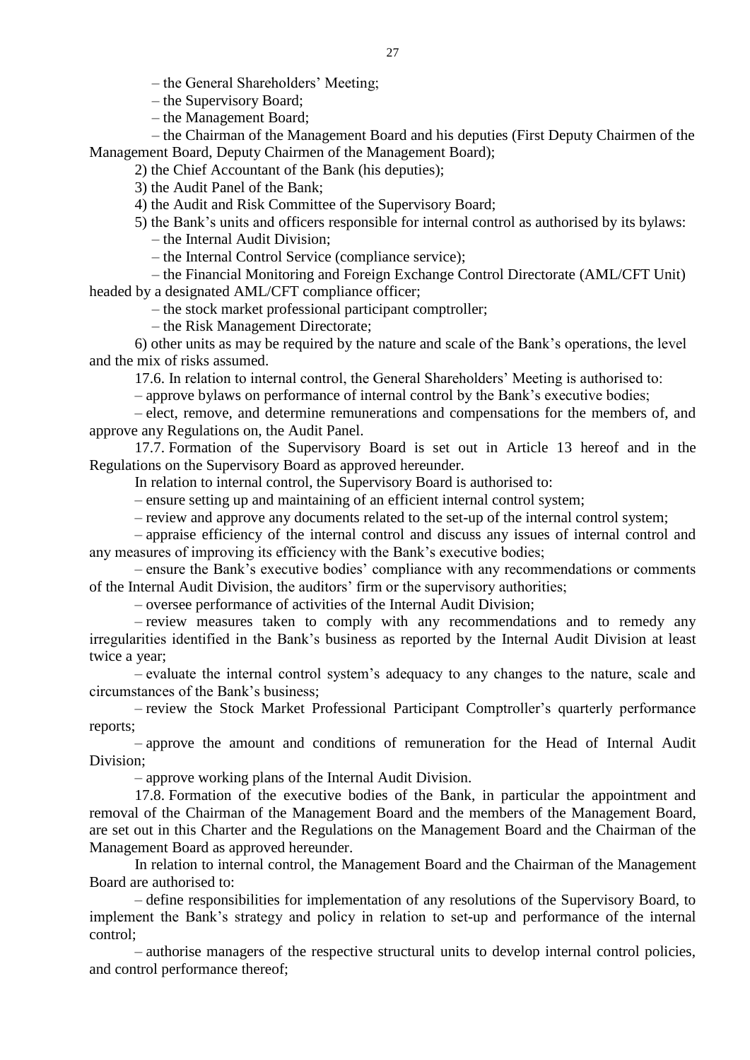– the General Shareholders' Meeting;

– the Supervisory Board;

– the Management Board;

– the Chairman of the Management Board and his deputies (First Deputy Chairmen of the Management Board, Deputy Chairmen of the Management Board);

2) the Chief Accountant of the Bank (his deputies);

3) the Audit Panel of the Bank;

4) the Audit and Risk Committee of the Supervisory Board;

5) the Bank's units and officers responsible for internal control as authorised by its bylaws:

– the Internal Audit Division;

– the Internal Control Service (compliance service);

– the Financial Monitoring and Foreign Exchange Control Directorate (AML/CFT Unit) headed by a designated AML/CFT compliance officer;

– the stock market professional participant comptroller;

– the Risk Management Directorate;

6) other units as may be required by the nature and scale of the Bank's operations, the level and the mix of risks assumed.

17.6. In relation to internal control, the General Shareholders' Meeting is authorised to:

– approve bylaws on performance of internal control by the Bank's executive bodies;

– elect, remove, and determine remunerations and compensations for the members of, and approve any Regulations on, the Audit Panel.

17.7. Formation of the Supervisory Board is set out in Article 13 hereof and in the Regulations on the Supervisory Board as approved hereunder.

In relation to internal control, the Supervisory Board is authorised to:

– ensure setting up and maintaining of an efficient internal control system;

– review and approve any documents related to the set-up of the internal control system;

– appraise efficiency of the internal control and discuss any issues of internal control and any measures of improving its efficiency with the Bank's executive bodies;

– ensure the Bank's executive bodies' compliance with any recommendations or comments of the Internal Audit Division, the auditors' firm or the supervisory authorities;

– oversee performance of activities of the Internal Audit Division;

– review measures taken to comply with any recommendations and to remedy any irregularities identified in the Bank's business as reported by the Internal Audit Division at least twice a year;

– evaluate the internal control system's adequacy to any changes to the nature, scale and circumstances of the Bank's business;

– review the Stock Market Professional Participant Comptroller's quarterly performance reports;

– approve the amount and conditions of remuneration for the Head of Internal Audit Division;

– approve working plans of the Internal Audit Division.

17.8. Formation of the executive bodies of the Bank, in particular the appointment and removal of the Chairman of the Management Board and the members of the Management Board, are set out in this Charter and the Regulations on the Management Board and the Chairman of the Management Board as approved hereunder.

In relation to internal control, the Management Board and the Chairman of the Management Board are authorised to:

– define responsibilities for implementation of any resolutions of the Supervisory Board, to implement the Bank's strategy and policy in relation to set-up and performance of the internal control;

– authorise managers of the respective structural units to develop internal control policies, and control performance thereof;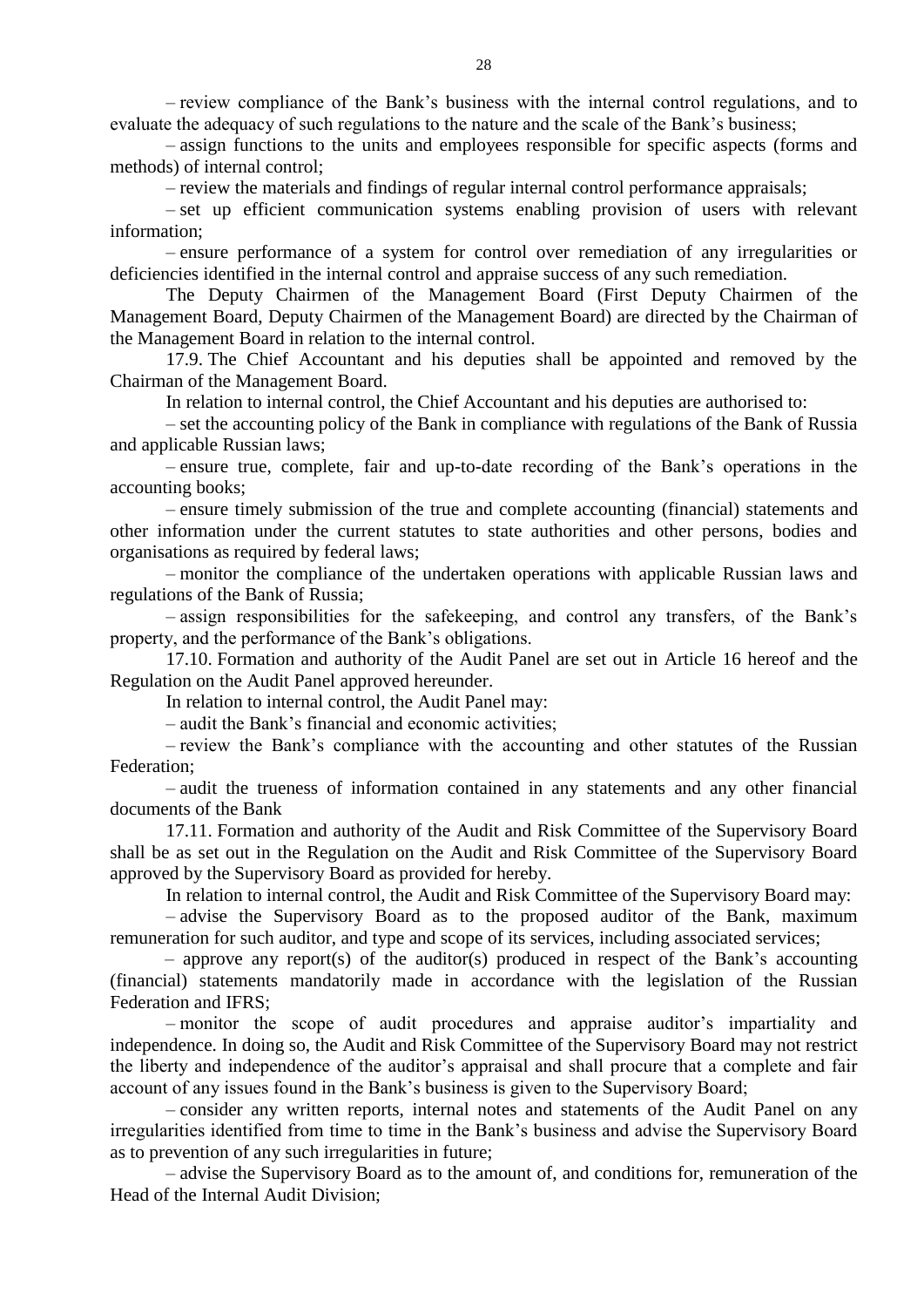– review compliance of the Bank's business with the internal control regulations, and to evaluate the adequacy of such regulations to the nature and the scale of the Bank's business;

– assign functions to the units and employees responsible for specific aspects (forms and methods) of internal control;

– review the materials and findings of regular internal control performance appraisals;

– set up efficient communication systems enabling provision of users with relevant information;

– ensure performance of a system for control over remediation of any irregularities or deficiencies identified in the internal control and appraise success of any such remediation.

The Deputy Chairmen of the Management Board (First Deputy Chairmen of the Management Board, Deputy Chairmen of the Management Board) are directed by the Chairman of the Management Board in relation to the internal control.

17.9. The Chief Accountant and his deputies shall be appointed and removed by the Chairman of the Management Board.

In relation to internal control, the Chief Accountant and his deputies are authorised to:

– set the accounting policy of the Bank in compliance with regulations of the Bank of Russia and applicable Russian laws;

– ensure true, complete, fair and up-to-date recording of the Bank's operations in the accounting books;

– ensure timely submission of the true and complete accounting (financial) statements and other information under the current statutes to state authorities and other persons, bodies and organisations as required by federal laws;

– monitor the compliance of the undertaken operations with applicable Russian laws and regulations of the Bank of Russia;

– assign responsibilities for the safekeeping, and control any transfers, of the Bank's property, and the performance of the Bank's obligations.

17.10. Formation and authority of the Audit Panel are set out in Article 16 hereof and the Regulation on the Audit Panel approved hereunder.

In relation to internal control, the Audit Panel may:

– audit the Bank's financial and economic activities;

– review the Bank's compliance with the accounting and other statutes of the Russian Federation;

– audit the trueness of information contained in any statements and any other financial documents of the Bank

17.11. Formation and authority of the Audit and Risk Committee of the Supervisory Board shall be as set out in the Regulation on the Audit and Risk Committee of the Supervisory Board approved by the Supervisory Board as provided for hereby.

In relation to internal control, the Audit and Risk Committee of the Supervisory Board may:

– advise the Supervisory Board as to the proposed auditor of the Bank, maximum remuneration for such auditor, and type and scope of its services, including associated services;

– approve any report(s) of the auditor(s) produced in respect of the Bank's accounting (financial) statements mandatorily made in accordance with the legislation of the Russian Federation and IFRS;

– monitor the scope of audit procedures and appraise auditor's impartiality and independence. In doing so, the Audit and Risk Committee of the Supervisory Board may not restrict the liberty and independence of the auditor's appraisal and shall procure that a complete and fair account of any issues found in the Bank's business is given to the Supervisory Board;

– consider any written reports, internal notes and statements of the Audit Panel on any irregularities identified from time to time in the Bank's business and advise the Supervisory Board as to prevention of any such irregularities in future;

– advise the Supervisory Board as to the amount of, and conditions for, remuneration of the Head of the Internal Audit Division;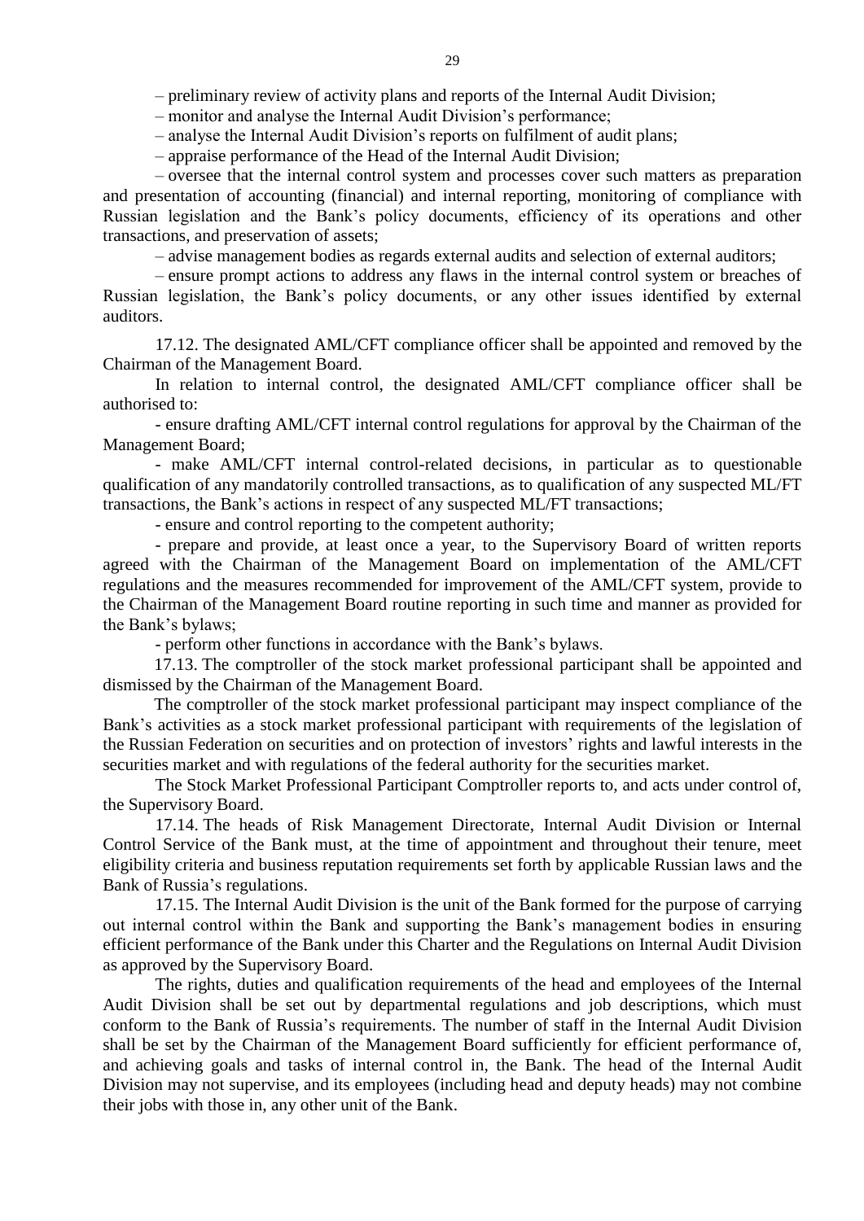– preliminary review of activity plans and reports of the Internal Audit Division;

– monitor and analyse the Internal Audit Division's performance;

– analyse the Internal Audit Division's reports on fulfilment of audit plans;

– appraise performance of the Head of the Internal Audit Division;

– oversee that the internal control system and processes cover such matters as preparation and presentation of accounting (financial) and internal reporting, monitoring of compliance with Russian legislation and the Bank's policy documents, efficiency of its operations and other transactions, and preservation of assets;

– advise management bodies as regards external audits and selection of external auditors;

– ensure prompt actions to address any flaws in the internal control system or breaches of Russian legislation, the Bank's policy documents, or any other issues identified by external auditors.

17.12. The designated AML/CFT compliance officer shall be appointed and removed by the Chairman of the Management Board.

In relation to internal control, the designated AML/CFT compliance officer shall be authorised to:

- ensure drafting AML/CFT internal control regulations for approval by the Chairman of the Management Board;

- make AML/CFT internal control-related decisions, in particular as to questionable qualification of any mandatorily controlled transactions, as to qualification of any suspected ML/FT transactions, the Bank's actions in respect of any suspected ML/FT transactions;

- ensure and control reporting to the competent authority;

- prepare and provide, at least once a year, to the Supervisory Board of written reports agreed with the Chairman of the Management Board on implementation of the AML/CFT regulations and the measures recommended for improvement of the AML/CFT system, provide to the Chairman of the Management Board routine reporting in such time and manner as provided for the Bank's bylaws;

- perform other functions in accordance with the Bank's bylaws.

17.13. The comptroller of the stock market professional participant shall be appointed and dismissed by the Chairman of the Management Board.

The comptroller of the stock market professional participant may inspect compliance of the Bank's activities as a stock market professional participant with requirements of the legislation of the Russian Federation on securities and on protection of investors' rights and lawful interests in the securities market and with regulations of the federal authority for the securities market.

The Stock Market Professional Participant Comptroller reports to, and acts under control of, the Supervisory Board.

17.14. The heads of Risk Management Directorate, Internal Audit Division or Internal Control Service of the Bank must, at the time of appointment and throughout their tenure, meet eligibility criteria and business reputation requirements set forth by applicable Russian laws and the Bank of Russia's regulations.

17.15. The Internal Audit Division is the unit of the Bank formed for the purpose of carrying out internal control within the Bank and supporting the Bank's management bodies in ensuring efficient performance of the Bank under this Charter and the Regulations on Internal Audit Division as approved by the Supervisory Board.

The rights, duties and qualification requirements of the head and employees of the Internal Audit Division shall be set out by departmental regulations and job descriptions, which must conform to the Bank of Russia's requirements. The number of staff in the Internal Audit Division shall be set by the Chairman of the Management Board sufficiently for efficient performance of, and achieving goals and tasks of internal control in, the Bank. The head of the Internal Audit Division may not supervise, and its employees (including head and deputy heads) may not combine their jobs with those in, any other unit of the Bank.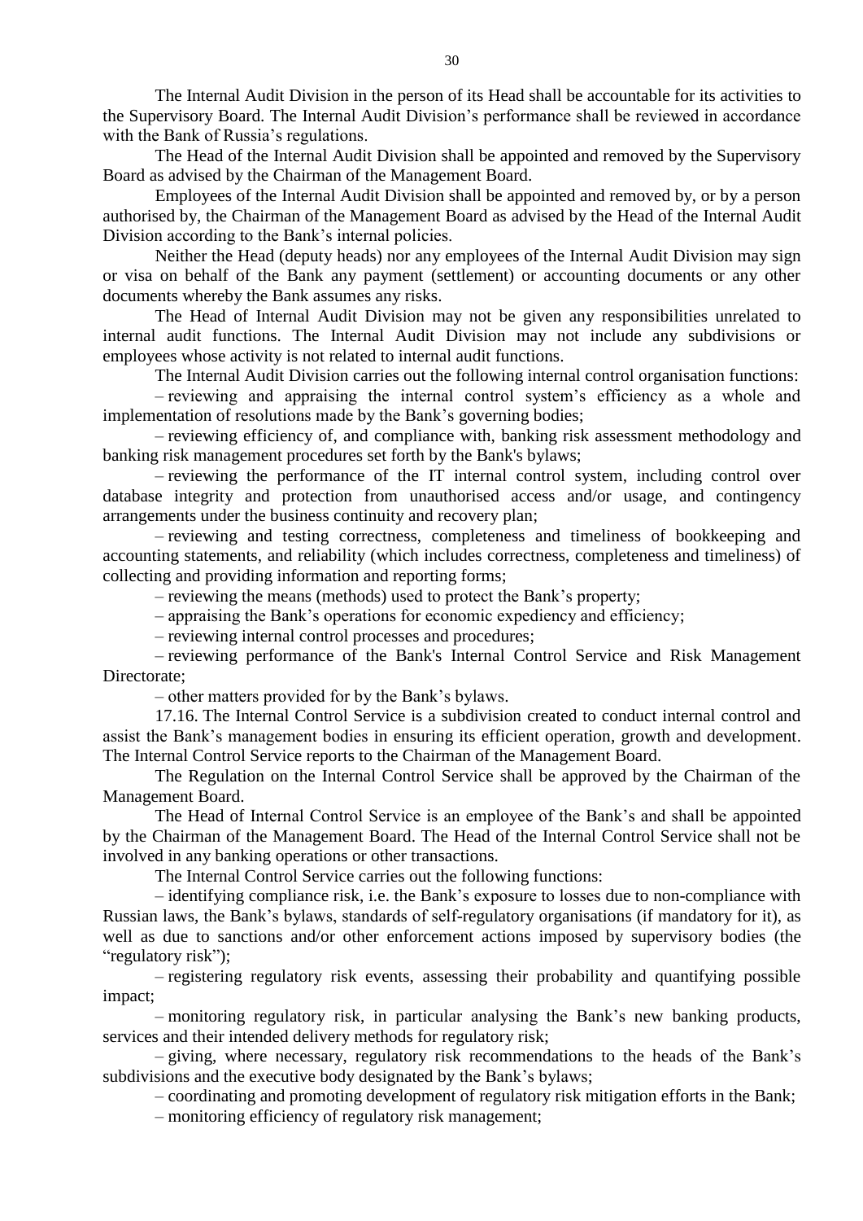The Internal Audit Division in the person of its Head shall be accountable for its activities to the Supervisory Board. The Internal Audit Division's performance shall be reviewed in accordance with the Bank of Russia's regulations.

The Head of the Internal Audit Division shall be appointed and removed by the Supervisory Board as advised by the Chairman of the Management Board.

Employees of the Internal Audit Division shall be appointed and removed by, or by a person authorised by, the Chairman of the Management Board as advised by the Head of the Internal Audit Division according to the Bank's internal policies.

Neither the Head (deputy heads) nor any employees of the Internal Audit Division may sign or visa on behalf of the Bank any payment (settlement) or accounting documents or any other documents whereby the Bank assumes any risks.

The Head of Internal Audit Division may not be given any responsibilities unrelated to internal audit functions. The Internal Audit Division may not include any subdivisions or employees whose activity is not related to internal audit functions.

The Internal Audit Division carries out the following internal control organisation functions:

– reviewing and appraising the internal control system's efficiency as a whole and implementation of resolutions made by the Bank's governing bodies;

– reviewing efficiency of, and compliance with, banking risk assessment methodology and banking risk management procedures set forth by the Bank's bylaws;

– reviewing the performance of the IT internal control system, including control over database integrity and protection from unauthorised access and/or usage, and contingency arrangements under the business continuity and recovery plan;

– reviewing and testing correctness, completeness and timeliness of bookkeeping and accounting statements, and reliability (which includes correctness, completeness and timeliness) of collecting and providing information and reporting forms;

– reviewing the means (methods) used to protect the Bank's property;

– appraising the Bank's operations for economic expediency and efficiency;

– reviewing internal control processes and procedures;

– reviewing performance of the Bank's Internal Control Service and Risk Management Directorate;

– other matters provided for by the Bank's bylaws.

17.16. The Internal Control Service is a subdivision created to conduct internal control and assist the Bank's management bodies in ensuring its efficient operation, growth and development. The Internal Control Service reports to the Chairman of the Management Board.

The Regulation on the Internal Control Service shall be approved by the Chairman of the Management Board.

The Head of Internal Control Service is an employee of the Bank's and shall be appointed by the Chairman of the Management Board. The Head of the Internal Control Service shall not be involved in any banking operations or other transactions.

The Internal Control Service carries out the following functions:

– identifying compliance risk, i.e. the Bank's exposure to losses due to non-compliance with Russian laws, the Bank's bylaws, standards of self-regulatory organisations (if mandatory for it), as well as due to sanctions and/or other enforcement actions imposed by supervisory bodies (the "regulatory risk");

– registering regulatory risk events, assessing their probability and quantifying possible impact;

– monitoring regulatory risk, in particular analysing the Bank's new banking products, services and their intended delivery methods for regulatory risk;

– giving, where necessary, regulatory risk recommendations to the heads of the Bank's subdivisions and the executive body designated by the Bank's bylaws;

– coordinating and promoting development of regulatory risk mitigation efforts in the Bank;

– monitoring efficiency of regulatory risk management;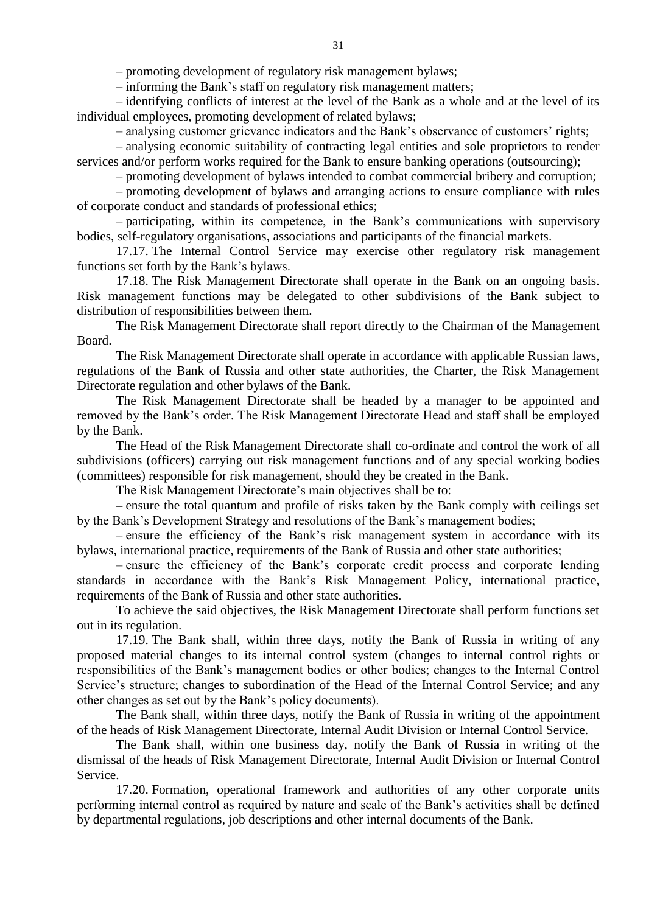– promoting development of regulatory risk management bylaws;

– informing the Bank's staff on regulatory risk management matters;

– identifying conflicts of interest at the level of the Bank as a whole and at the level of its individual employees, promoting development of related bylaws;

– analysing customer grievance indicators and the Bank's observance of customers' rights;

– analysing economic suitability of contracting legal entities and sole proprietors to render services and/or perform works required for the Bank to ensure banking operations (outsourcing);

– promoting development of bylaws intended to combat commercial bribery and corruption;

– promoting development of bylaws and arranging actions to ensure compliance with rules of corporate conduct and standards of professional ethics;

– participating, within its competence, in the Bank's communications with supervisory bodies, self-regulatory organisations, associations and participants of the financial markets.

17.17. The Internal Control Service may exercise other regulatory risk management functions set forth by the Bank's bylaws.

17.18. The Risk Management Directorate shall operate in the Bank on an ongoing basis. Risk management functions may be delegated to other subdivisions of the Bank subject to distribution of responsibilities between them.

The Risk Management Directorate shall report directly to the Chairman of the Management Board.

The Risk Management Directorate shall operate in accordance with applicable Russian laws, regulations of the Bank of Russia and other state authorities, the Charter, the Risk Management Directorate regulation and other bylaws of the Bank.

The Risk Management Directorate shall be headed by a manager to be appointed and removed by the Bank's order. The Risk Management Directorate Head and staff shall be employed by the Bank.

The Head of the Risk Management Directorate shall co-ordinate and control the work of all subdivisions (officers) carrying out risk management functions and of any special working bodies (committees) responsible for risk management, should they be created in the Bank.

The Risk Management Directorate's main objectives shall be to:

– ensure the total quantum and profile of risks taken by the Bank comply with ceilings set by the Bank's Development Strategy and resolutions of the Bank's management bodies;

– ensure the efficiency of the Bank's risk management system in accordance with its bylaws, international practice, requirements of the Bank of Russia and other state authorities;

– ensure the efficiency of the Bank's corporate credit process and corporate lending standards in accordance with the Bank's Risk Management Policy, international practice, requirements of the Bank of Russia and other state authorities.

To achieve the said objectives, the Risk Management Directorate shall perform functions set out in its regulation.

17.19. The Bank shall, within three days, notify the Bank of Russia in writing of any proposed material changes to its internal control system (changes to internal control rights or responsibilities of the Bank's management bodies or other bodies; changes to the Internal Control Service's structure; changes to subordination of the Head of the Internal Control Service; and any other changes as set out by the Bank's policy documents).

The Bank shall, within three days, notify the Bank of Russia in writing of the appointment of the heads of Risk Management Directorate, Internal Audit Division or Internal Control Service.

The Bank shall, within one business day, notify the Bank of Russia in writing of the dismissal of the heads of Risk Management Directorate, Internal Audit Division or Internal Control Service.

17.20. Formation, operational framework and authorities of any other corporate units performing internal control as required by nature and scale of the Bank's activities shall be defined by departmental regulations, job descriptions and other internal documents of the Bank.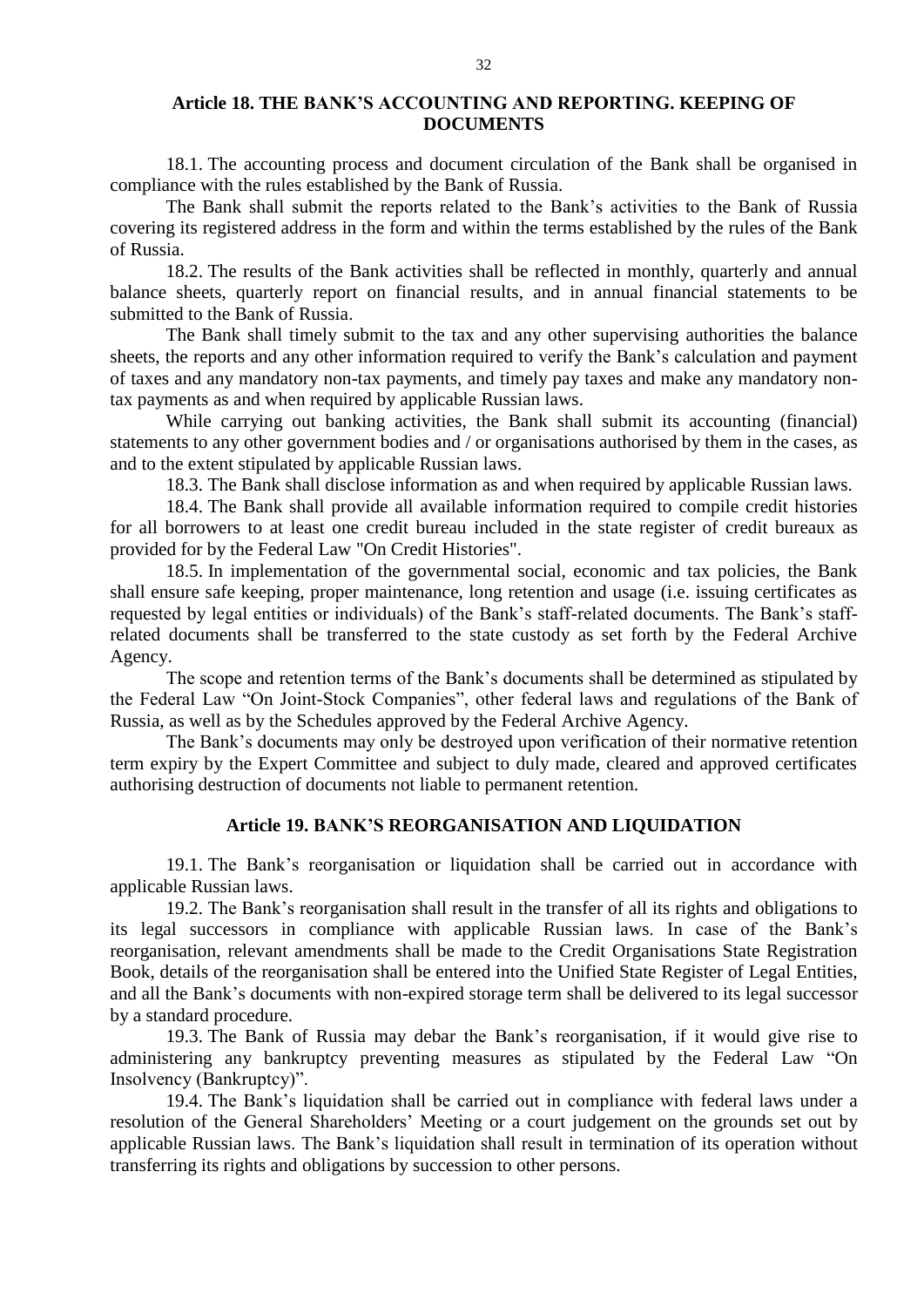## Article 18. THE BANK'S ACCOUNTING AND REPORTING. KEEPING OF DOCUMENTS

18.1. The accounting process and document circulation of the Bank shall be organised in compliance with the rules established by the Bank of Russia.

The Bank shall submit the reports related to the Bank's activities to the Bank of Russia covering its registered address in the form and within the terms established by the rules of the Bank of Russia.

18.2. The results of the Bank activities shall be reflected in monthly, quarterly and annual balance sheets, quarterly report on financial results, and in annual financial statements to be submitted to the Bank of Russia.

The Bank shall timely submit to the tax and any other supervising authorities the balance sheets, the reports and any other information required to verify the Bank's calculation and payment of taxes and any mandatory non-tax payments, and timely pay taxes and make any mandatory non-tax payments as and when required by applicable Russian laws.

While carrying out banking activities, the Bank shall submit its accounting (financial) statements to any other government bodies and / or organisations authorised by them in the cases, as and to the extent stipulated by applicable Russian laws.

18.3. The Bank shall disclose information as and when required by applicable Russian laws.

18.4. The Bank shall provide all available information required to compile credit histories for all borrowers to at least one credit bureau included in the state register of credit bureaux as provided for by the Federal Law "On Credit Histories".

18.5. In implementation of the governmental social, economic and tax policies, the Bank shall ensure safe keeping, proper maintenance, long retention and usage (i.e. issuing certificates as requested by legal entities or individuals) of the Bank's staff-related documents. The Bank's staff-related documents shall be transferred to the state custody as set forth by the Federal Archive Agency.

The scope and retention terms of the Bank's documents shall be determined as stipulated by the Federal Law "On Joint-Stock Companies", other federal laws and regulations of the Bank of Russia, as well as by the Schedules approved by the Federal Archive Agency.

The Bank's documents may only be destroyed upon verification of their normative retention term expiry by the Expert Committee and subject to duly made, cleared and approved certificates authorising destruction of documents not liable to permanent retention.

## Article 19. BANK'S REORGANISATION AND LIQUIDATION

19.1. The Bank's reorganisation or liquidation shall be carried out in accordance with applicable Russian laws.

19.2. The Bank's reorganisation shall result in the transfer of all its rights and obligations to its legal successors in compliance with applicable Russian laws. In case of the Bank's reorganisation, relevant amendments shall be made to the Credit Organisations State Registration Book, details of the reorganisation shall be entered into the Unified State Register of Legal Entities, and all the Bank's documents with non-expired storage term shall be delivered to its legal successor by a standard procedure.

19.3. The Bank of Russia may debar the Bank's reorganisation, if it would give rise to administering any bankruptcy preventing measures as stipulated by the Federal Law "On Insolvency (Bankruptcy)".

19.4. The Bank's liquidation shall be carried out in compliance with federal laws under a resolution of the General Shareholders' Meeting or a court judgement on the grounds set out by applicable Russian laws. The Bank's liquidation shall result in termination of its operation without transferring its rights and obligations by succession to other persons.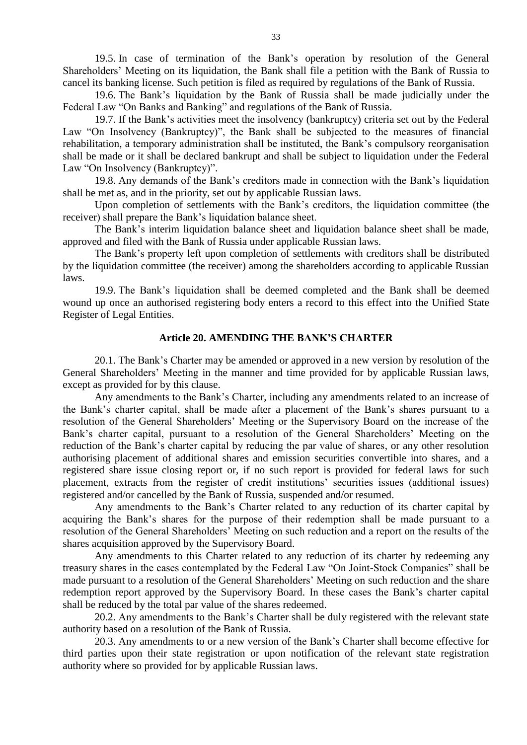19.5. In case of termination of the Bank's operation by resolution of the General Shareholders' Meeting on its liquidation, the Bank shall file a petition with the Bank of Russia to cancel its banking license. Such petition is filed as required by regulations of the Bank of Russia.

19.6. The Bank's liquidation by the Bank of Russia shall be made judicially under the Federal Law "On Banks and Banking" and regulations of the Bank of Russia.

19.7. If the Bank's activities meet the insolvency (bankruptcy) criteria set out by the Federal Law "On Insolvency (Bankruptcy)", the Bank shall be subjected to the measures of financial rehabilitation, a temporary administration shall be instituted, the Bank's compulsory reorganisation shall be made or it shall be declared bankrupt and shall be subject to liquidation under the Federal Law "On Insolvency (Bankruptcy)".

19.8. Any demands of the Bank's creditors made in connection with the Bank's liquidation shall be met as, and in the priority, set out by applicable Russian laws.

Upon completion of settlements with the Bank's creditors, the liquidation committee (the receiver) shall prepare the Bank's liquidation balance sheet.

The Bank's interim liquidation balance sheet and liquidation balance sheet shall be made, approved and filed with the Bank of Russia under applicable Russian laws.

The Bank's property left upon completion of settlements with creditors shall be distributed by the liquidation committee (the receiver) among the shareholders according to applicable Russian laws.

19.9. The Bank's liquidation shall be deemed completed and the Bank shall be deemed wound up once an authorised registering body enters a record to this effect into the Unified State Register of Legal Entities.

## Article 20. AMENDING THE BANK'S CHARTER

20.1. The Bank's Charter may be amended or approved in a new version by resolution of the General Shareholders' Meeting in the manner and time provided for by applicable Russian laws, except as provided for by this clause.

Any amendments to the Bank's Charter, including any amendments related to an increase of the Bank's charter capital, shall be made after a placement of the Bank's shares pursuant to a resolution of the General Shareholders' Meeting or the Supervisory Board on the increase of the Bank's charter capital, pursuant to a resolution of the General Shareholders' Meeting on the reduction of the Bank's charter capital by reducing the par value of shares, or any other resolution authorising placement of additional shares and emission securities convertible into shares, and a registered share issue closing report or, if no such report is provided for federal laws for such placement, extracts from the register of credit institutions' securities issues (additional issues) registered and/or cancelled by the Bank of Russia, suspended and/or resumed.

Any amendments to the Bank's Charter related to any reduction of its charter capital by acquiring the Bank's shares for the purpose of their redemption shall be made pursuant to a resolution of the General Shareholders' Meeting on such reduction and a report on the results of the shares acquisition approved by the Supervisory Board.

Any amendments to this Charter related to any reduction of its charter by redeeming any treasury shares in the cases contemplated by the Federal Law "On Joint-Stock Companies" shall be made pursuant to a resolution of the General Shareholders' Meeting on such reduction and the share redemption report approved by the Supervisory Board. In these cases the Bank's charter capital shall be reduced by the total par value of the shares redeemed.

20.2. Any amendments to the Bank's Charter shall be duly registered with the relevant state authority based on a resolution of the Bank of Russia.

20.3. Any amendments to or a new version of the Bank's Charter shall become effective for third parties upon their state registration or upon notification of the relevant state registration authority where so provided for by applicable Russian laws.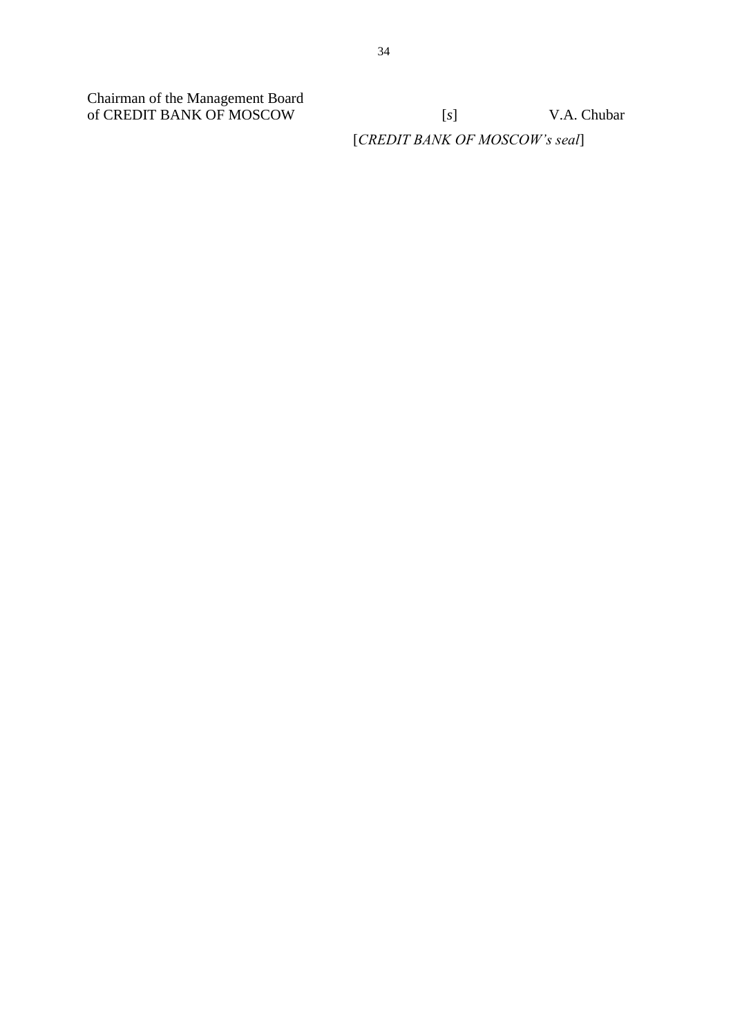Chairman of the Management Board
of CREDIT BANK OF MOSCOW [*s*] V.A. Chubar

[*CREDIT BANK OF MOSCOW's seal*]